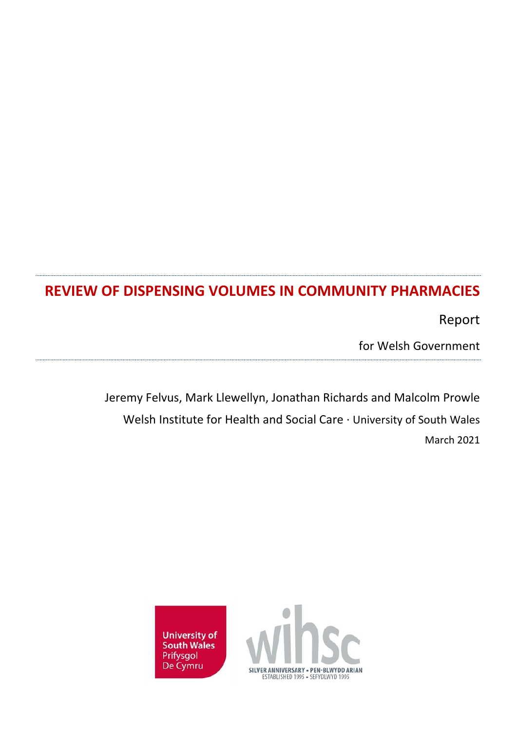# REVIEW OF DISPENSING VOLUMES IN COMMUNITY PHARMACIES

Report

for Welsh Government

Jeremy Felvus, Mark Llewellyn, Jonathan Richards and Malcolm Prowle

Welsh Institute for Health and Social Care · University of South Wales

March 2021

University of South Wales
Prifysgol
De Cymru

wihsc

SILVER ANNIVERSARY • PEN-BLWYDD ARIAN
ESTABLISHED 1995 • SEFYDLWYD 1995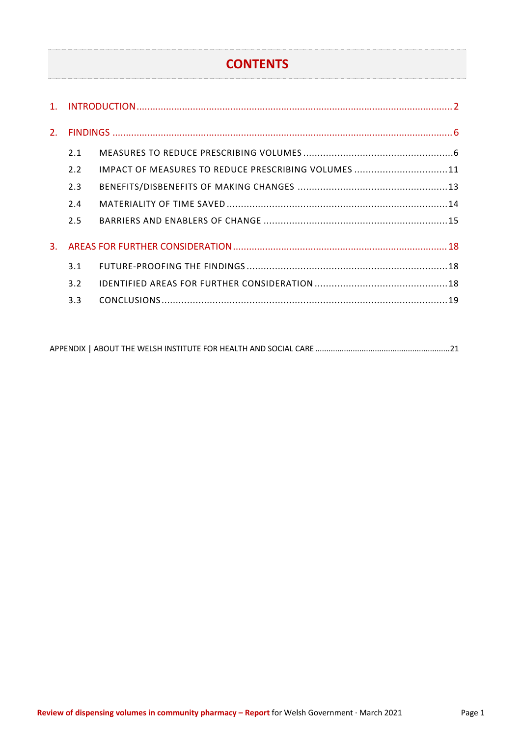# CONTENTS

1. INTRODUCTION ..... 2
2. FINDINGS ..... 6
   - 2.1 MEASURES TO REDUCE PRESCRIBING VOLUMES ..... 6
   - 2.2 IMPACT OF MEASURES TO REDUCE PRESCRIBING VOLUMES ..... 11
   - 2.3 BENEFITS/DISBENEFITS OF MAKING CHANGES ..... 13
   - 2.4 MATERIALITY OF TIME SAVED ..... 14
   - 2.5 BARRIERS AND ENABLERS OF CHANGE ..... 15
3. AREAS FOR FURTHER CONSIDERATION ..... 18
   - 3.1 FUTURE-PROOFING THE FINDINGS ..... 18
   - 3.2 IDENTIFIED AREAS FOR FURTHER CONSIDERATION ..... 18
   - 3.3 CONCLUSIONS ..... 19

APPENDIX | ABOUT THE WELSH INSTITUTE FOR HEALTH AND SOCIAL CARE ..... 21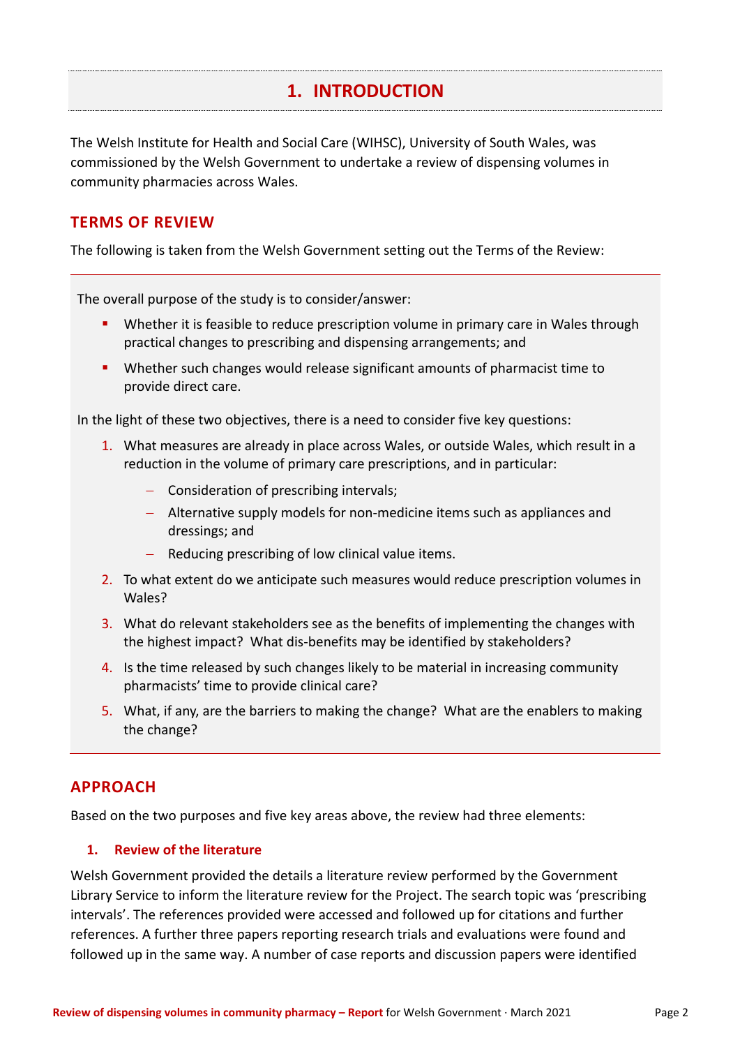# 1. INTRODUCTION

The Welsh Institute for Health and Social Care (WIHSC), University of South Wales, was commissioned by the Welsh Government to undertake a review of dispensing volumes in community pharmacies across Wales.

## TERMS OF REVIEW

The following is taken from the Welsh Government setting out the Terms of the Review:

The overall purpose of the study is to consider/answer:

- Whether it is feasible to reduce prescription volume in primary care in Wales through practical changes to prescribing and dispensing arrangements; and
- Whether such changes would release significant amounts of pharmacist time to provide direct care.

In the light of these two objectives, there is a need to consider five key questions:

1. What measures are already in place across Wales, or outside Wales, which result in a reduction in the volume of primary care prescriptions, and in particular:
   - Consideration of prescribing intervals;
   - Alternative supply models for non-medicine items such as appliances and dressings; and
   - Reducing prescribing of low clinical value items.
2. To what extent do we anticipate such measures would reduce prescription volumes in Wales?
3. What do relevant stakeholders see as the benefits of implementing the changes with the highest impact? What dis-benefits may be identified by stakeholders?
4. Is the time released by such changes likely to be material in increasing community pharmacists' time to provide clinical care?
5. What, if any, are the barriers to making the change? What are the enablers to making the change?

## APPROACH

Based on the two purposes and five key areas above, the review had three elements:

### 1. Review of the literature

Welsh Government provided the details a literature review performed by the Government Library Service to inform the literature review for the Project. The search topic was 'prescribing intervals'. The references provided were accessed and followed up for citations and further references. A further three papers reporting research trials and evaluations were found and followed up in the same way. A number of case reports and discussion papers were identified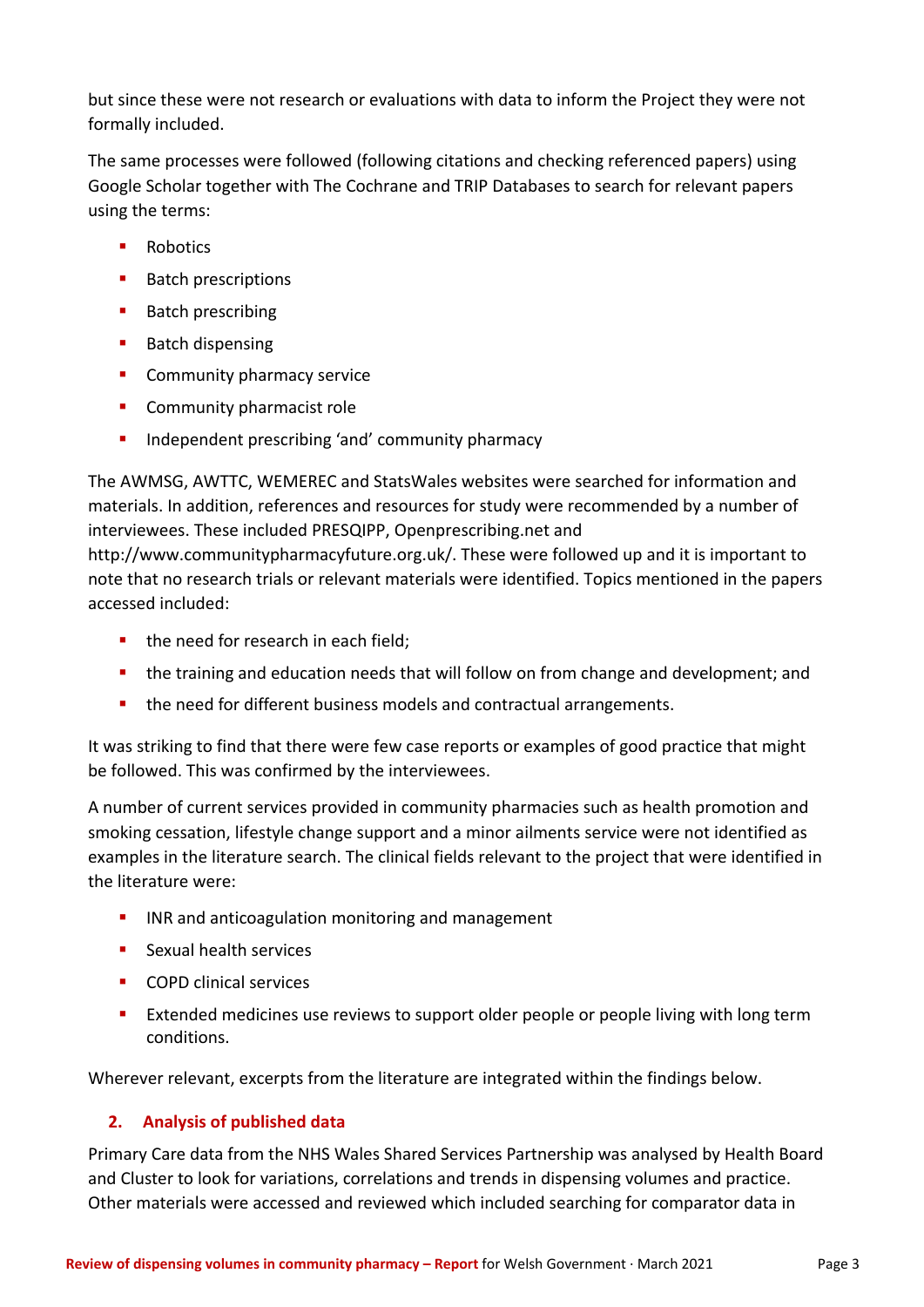but since these were not research or evaluations with data to inform the Project they were not formally included.

The same processes were followed (following citations and checking referenced papers) using Google Scholar together with The Cochrane and TRIP Databases to search for relevant papers using the terms:

- Robotics
- Batch prescriptions
- Batch prescribing
- Batch dispensing
- Community pharmacy service
- Community pharmacist role
- Independent prescribing 'and' community pharmacy

The AWMSG, AWTTC, WEMEREC and StatsWales websites were searched for information and materials. In addition, references and resources for study were recommended by a number of interviewees. These included PRESQIPP, Openprescribing.net and http://www.communitypharmacyfuture.org.uk/. These were followed up and it is important to note that no research trials or relevant materials were identified. Topics mentioned in the papers accessed included:

- the need for research in each field;
- the training and education needs that will follow on from change and development; and
- the need for different business models and contractual arrangements.

It was striking to find that there were few case reports or examples of good practice that might be followed. This was confirmed by the interviewees.

A number of current services provided in community pharmacies such as health promotion and smoking cessation, lifestyle change support and a minor ailments service were not identified as examples in the literature search. The clinical fields relevant to the project that were identified in the literature were:

- INR and anticoagulation monitoring and management
- Sexual health services
- COPD clinical services
- Extended medicines use reviews to support older people or people living with long term conditions.

Wherever relevant, excerpts from the literature are integrated within the findings below.

## 2. Analysis of published data

Primary Care data from the NHS Wales Shared Services Partnership was analysed by Health Board and Cluster to look for variations, correlations and trends in dispensing volumes and practice. Other materials were accessed and reviewed which included searching for comparator data in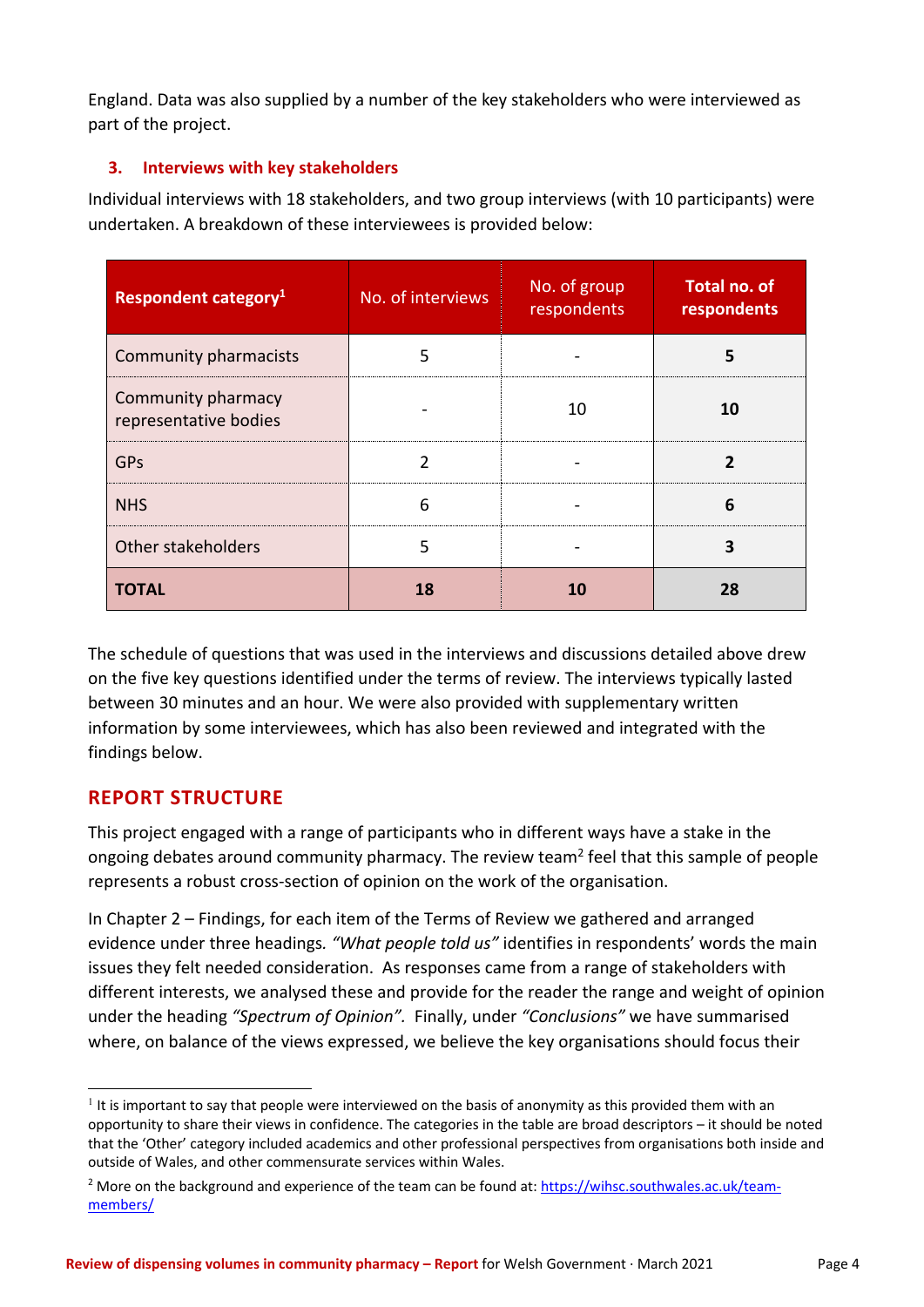England. Data was also supplied by a number of the key stakeholders who were interviewed as part of the project.

### 3. Interviews with key stakeholders

Individual interviews with 18 stakeholders, and two group interviews (with 10 participants) were undertaken. A breakdown of these interviewees is provided below:

| **Respondent category**[1] | No. of interviews | No. of group respondents | **Total no. of respondents** |
|---|---|---|---|
| Community pharmacists | 5 | - | **5** |
| Community pharmacy representative bodies | - | 10 | **10** |
| GPs | 2 | - | **2** |
| NHS | 6 | - | **6** |
| Other stakeholders | 5 | - | **3** |
| **TOTAL** | **18** | **10** | **28** |

The schedule of questions that was used in the interviews and discussions detailed above drew on the five key questions identified under the terms of review. The interviews typically lasted between 30 minutes and an hour. We were also provided with supplementary written information by some interviewees, which has also been reviewed and integrated with the findings below.

## REPORT STRUCTURE

This project engaged with a range of participants who in different ways have a stake in the ongoing debates around community pharmacy. The review team[2] feel that this sample of people represents a robust cross-section of opinion on the work of the organisation.

In Chapter 2 – Findings, for each item of the Terms of Review we gathered and arranged evidence under three headings. *"What people told us"* identifies in respondents' words the main issues they felt needed consideration. As responses came from a range of stakeholders with different interests, we analysed these and provide for the reader the range and weight of opinion under the heading *"Spectrum of Opinion".* Finally, under *"Conclusions"* we have summarised where, on balance of the views expressed, we believe the key organisations should focus their

---

[1] It is important to say that people were interviewed on the basis of anonymity as this provided them with an opportunity to share their views in confidence. The categories in the table are broad descriptors – it should be noted that the 'Other' category included academics and other professional perspectives from organisations both inside and outside of Wales, and other commensurate services within Wales.

[2] More on the background and experience of the team can be found at: https://wihsc.southwales.ac.uk/team-members/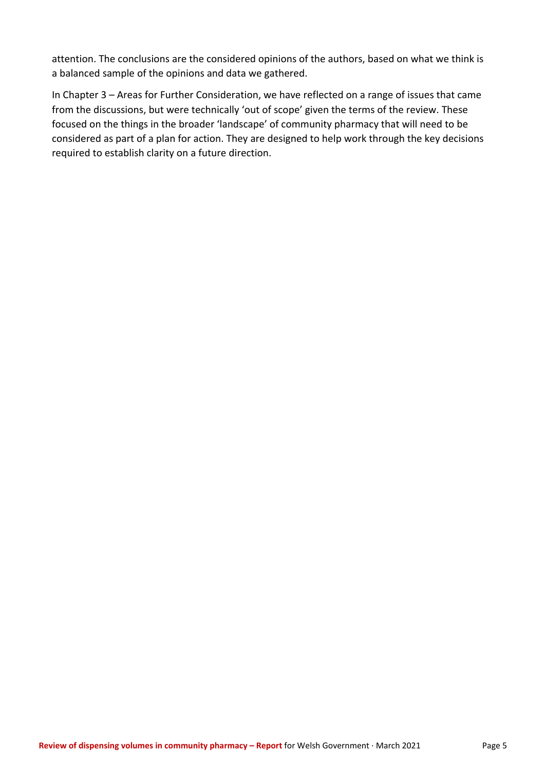attention. The conclusions are the considered opinions of the authors, based on what we think is a balanced sample of the opinions and data we gathered.

In Chapter 3 – Areas for Further Consideration, we have reflected on a range of issues that came from the discussions, but were technically 'out of scope' given the terms of the review. These focused on the things in the broader 'landscape' of community pharmacy that will need to be considered as part of a plan for action. They are designed to help work through the key decisions required to establish clarity on a future direction.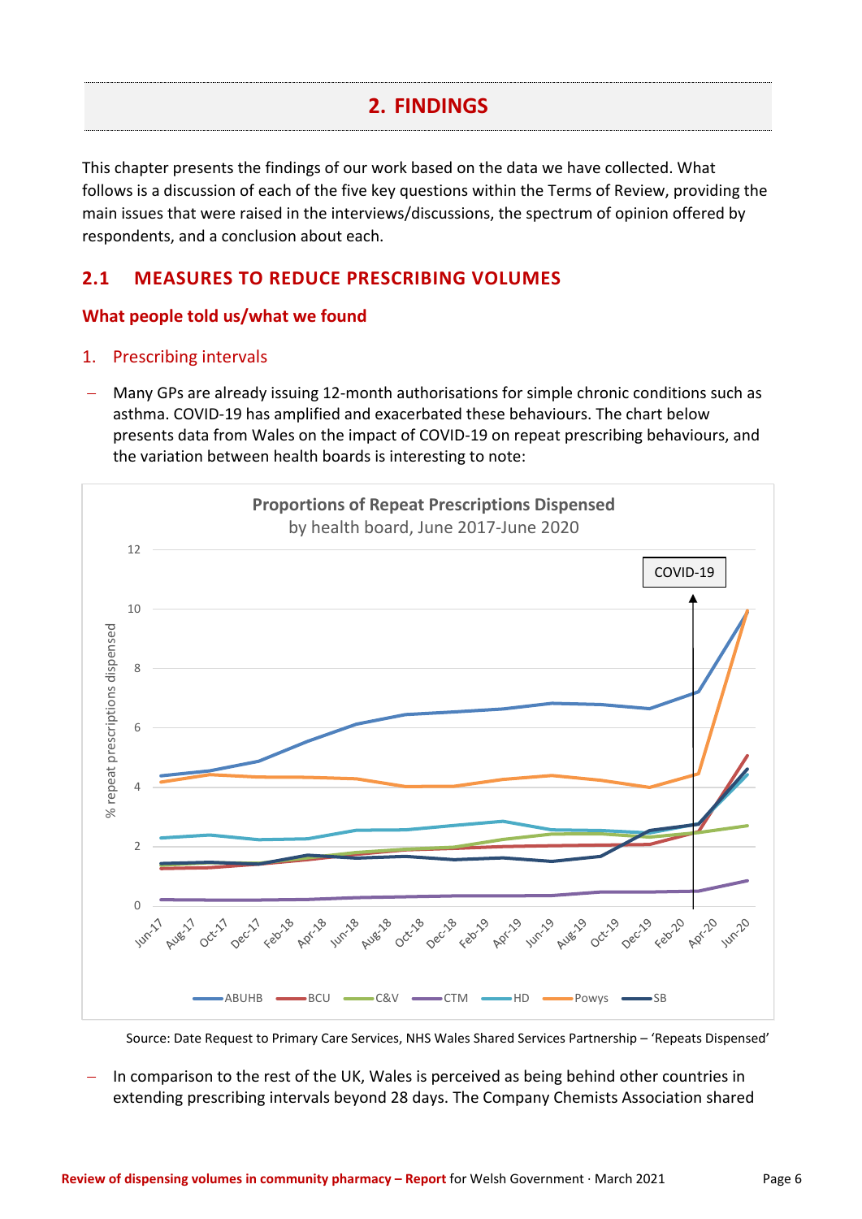# 2. FINDINGS

This chapter presents the findings of our work based on the data we have collected. What follows is a discussion of each of the five key questions within the Terms of Review, providing the main issues that were raised in the interviews/discussions, the spectrum of opinion offered by respondents, and a conclusion about each.

## 2.1 MEASURES TO REDUCE PRESCRIBING VOLUMES

### What people told us/what we found

#### 1. Prescribing intervals

- Many GPs are already issuing 12-month authorisations for simple chronic conditions such as asthma. COVID-19 has amplified and exacerbated these behaviours. The chart below presents data from Wales on the impact of COVID-19 on repeat prescribing behaviours, and the variation between health boards is interesting to note:

Proportions of Repeat Prescriptions Dispensed
by health board, June 2017-June 2020

% repeat prescriptions dispensed

0, 2, 4, 6, 8, 10, 12

Jun-17, Aug-17, Oct-17, Dec-17, Feb-18, Apr-18, Jun-18, Aug-18, Oct-18, Dec-18, Feb-19, Apr-19, Jun-19, Aug-19, Oct-19, Dec-19, Feb-20, Apr-20, Jun-20

COVID-19

ABUHB, BCU, C&V, CTM, HD, Powys, SB

Source: Date Request to Primary Care Services, NHS Wales Shared Services Partnership – 'Repeats Dispensed'

- In comparison to the rest of the UK, Wales is perceived as being behind other countries in extending prescribing intervals beyond 28 days. The Company Chemists Association shared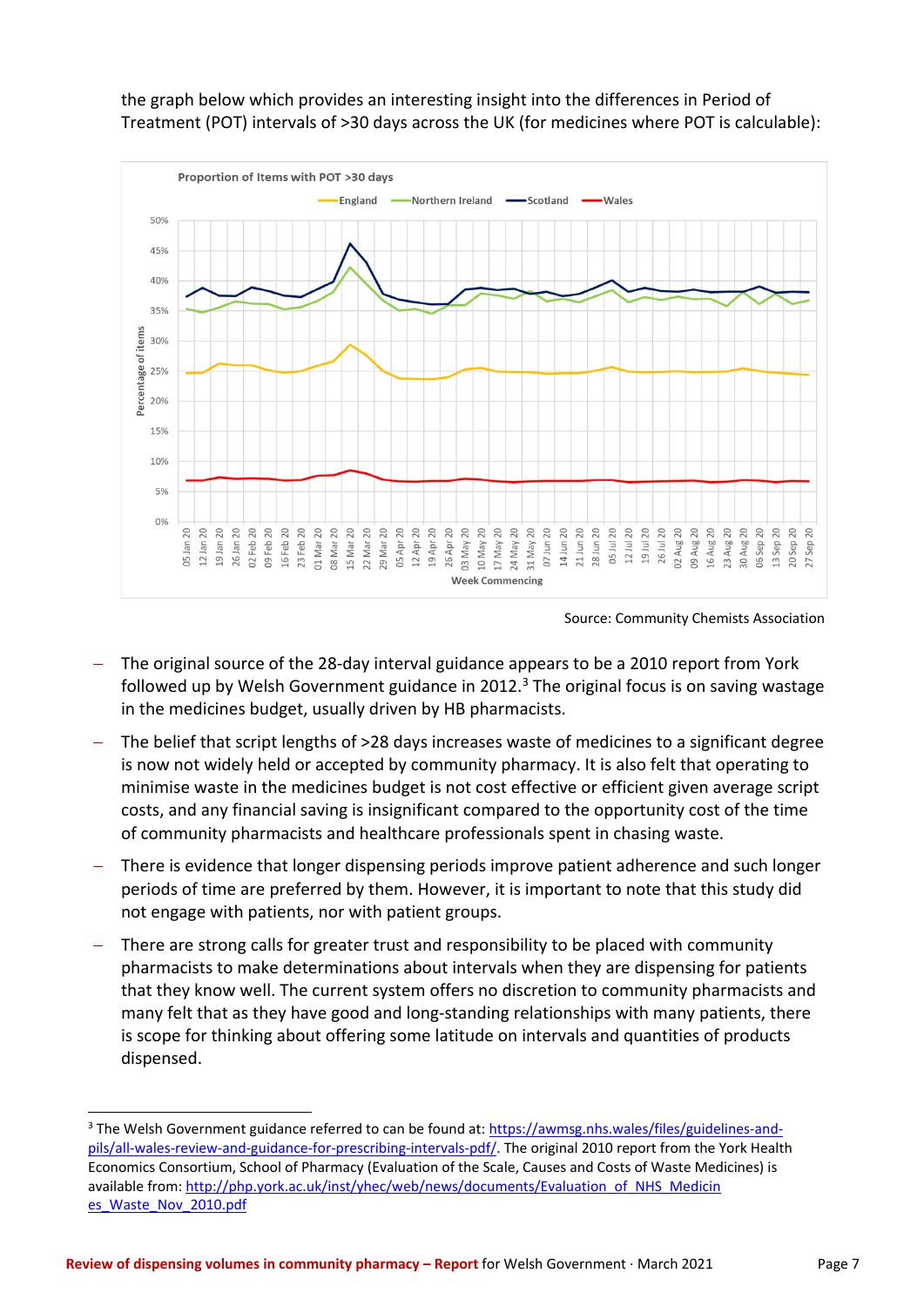the graph below which provides an interesting insight into the differences in Period of Treatment (POT) intervals of >30 days across the UK (for medicines where POT is calculable):

Proportion of Items with POT >30 days

England  Northern Ireland  Scotland  Wales

50%
45%
40%
35%
30%
25%
20%
15%
10%
5%
0%

Percentage of items

05 Jan 20, 12 Jan 20, 19 Jan 20, 26 Jan 20, 02 Feb 20, 09 Feb 20, 16 Feb 20, 23 Feb 20, 01 Mar 20, 08 Mar 20, 15 Mar 20, 22 Mar 20, 29 Mar 20, 05 Apr 20, 12 Apr 20, 19 Apr 20, 26 Apr 20, 03 May 20, 10 May 20, 17 May 20, 24 May 20, 31 May 20, 07 Jun 20, 14 Jun 20, 21 Jun 20, 28 Jun 20, 05 Jul 20, 12 Jul 20, 19 Jul 20, 26 Jul 20, 02 Aug 20, 09 Aug 20, 16 Aug 20, 23 Aug 20, 30 Aug 20, 06 Sep 20, 13 Sep 20, 20 Sep 20, 27 Sep 20

Week Commencing

Source: Community Chemists Association

- The original source of the 28-day interval guidance appears to be a 2010 report from York followed up by Welsh Government guidance in 2012.[3] The original focus is on saving wastage in the medicines budget, usually driven by HB pharmacists.
- The belief that script lengths of >28 days increases waste of medicines to a significant degree is now not widely held or accepted by community pharmacy. It is also felt that operating to minimise waste in the medicines budget is not cost effective or efficient given average script costs, and any financial saving is insignificant compared to the opportunity cost of the time of community pharmacists and healthcare professionals spent in chasing waste.
- There is evidence that longer dispensing periods improve patient adherence and such longer periods of time are preferred by them. However, it is important to note that this study did not engage with patients, nor with patient groups.
- There are strong calls for greater trust and responsibility to be placed with community pharmacists to make determinations about intervals when they are dispensing for patients that they know well. The current system offers no discretion to community pharmacists and many felt that as they have good and long-standing relationships with many patients, there is scope for thinking about offering some latitude on intervals and quantities of products dispensed.

---

[3] The Welsh Government guidance referred to can be found at: https://awmsg.nhs.wales/files/guidelines-and-pils/all-wales-review-and-guidance-for-prescribing-intervals-pdf/. The original 2010 report from the York Health Economics Consortium, School of Pharmacy (Evaluation of the Scale, Causes and Costs of Waste Medicines) is available from: http://php.york.ac.uk/inst/yhec/web/news/documents/Evaluation_of_NHS_Medicines_Waste_Nov_2010.pdf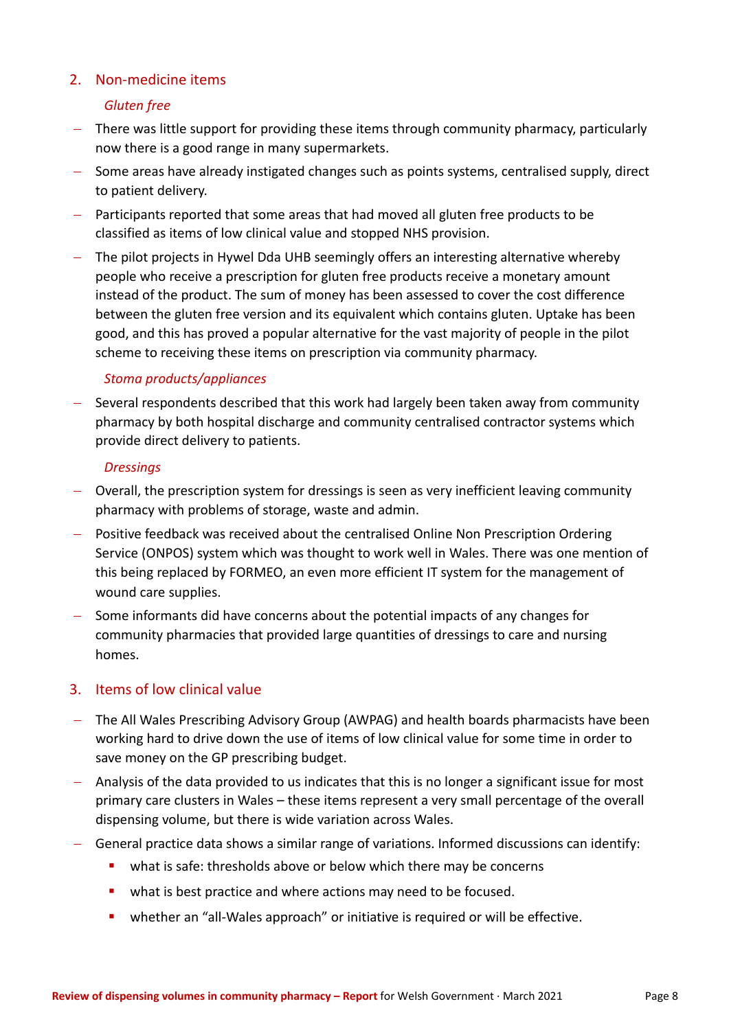## 2. Non-medicine items

*Gluten free*

- There was little support for providing these items through community pharmacy, particularly now there is a good range in many supermarkets.
- Some areas have already instigated changes such as points systems, centralised supply, direct to patient delivery.
- Participants reported that some areas that had moved all gluten free products to be classified as items of low clinical value and stopped NHS provision.
- The pilot projects in Hywel Dda UHB seemingly offers an interesting alternative whereby people who receive a prescription for gluten free products receive a monetary amount instead of the product. The sum of money has been assessed to cover the cost difference between the gluten free version and its equivalent which contains gluten. Uptake has been good, and this has proved a popular alternative for the vast majority of people in the pilot scheme to receiving these items on prescription via community pharmacy.

*Stoma products/appliances*

- Several respondents described that this work had largely been taken away from community pharmacy by both hospital discharge and community centralised contractor systems which provide direct delivery to patients.

*Dressings*

- Overall, the prescription system for dressings is seen as very inefficient leaving community pharmacy with problems of storage, waste and admin.
- Positive feedback was received about the centralised Online Non Prescription Ordering Service (ONPOS) system which was thought to work well in Wales. There was one mention of this being replaced by FORMEO, an even more efficient IT system for the management of wound care supplies.
- Some informants did have concerns about the potential impacts of any changes for community pharmacies that provided large quantities of dressings to care and nursing homes.

## 3. Items of low clinical value

- The All Wales Prescribing Advisory Group (AWPAG) and health boards pharmacists have been working hard to drive down the use of items of low clinical value for some time in order to save money on the GP prescribing budget.
- Analysis of the data provided to us indicates that this is no longer a significant issue for most primary care clusters in Wales – these items represent a very small percentage of the overall dispensing volume, but there is wide variation across Wales.
- General practice data shows a similar range of variations. Informed discussions can identify:
  - what is safe: thresholds above or below which there may be concerns
  - what is best practice and where actions may need to be focused.
  - whether an "all-Wales approach" or initiative is required or will be effective.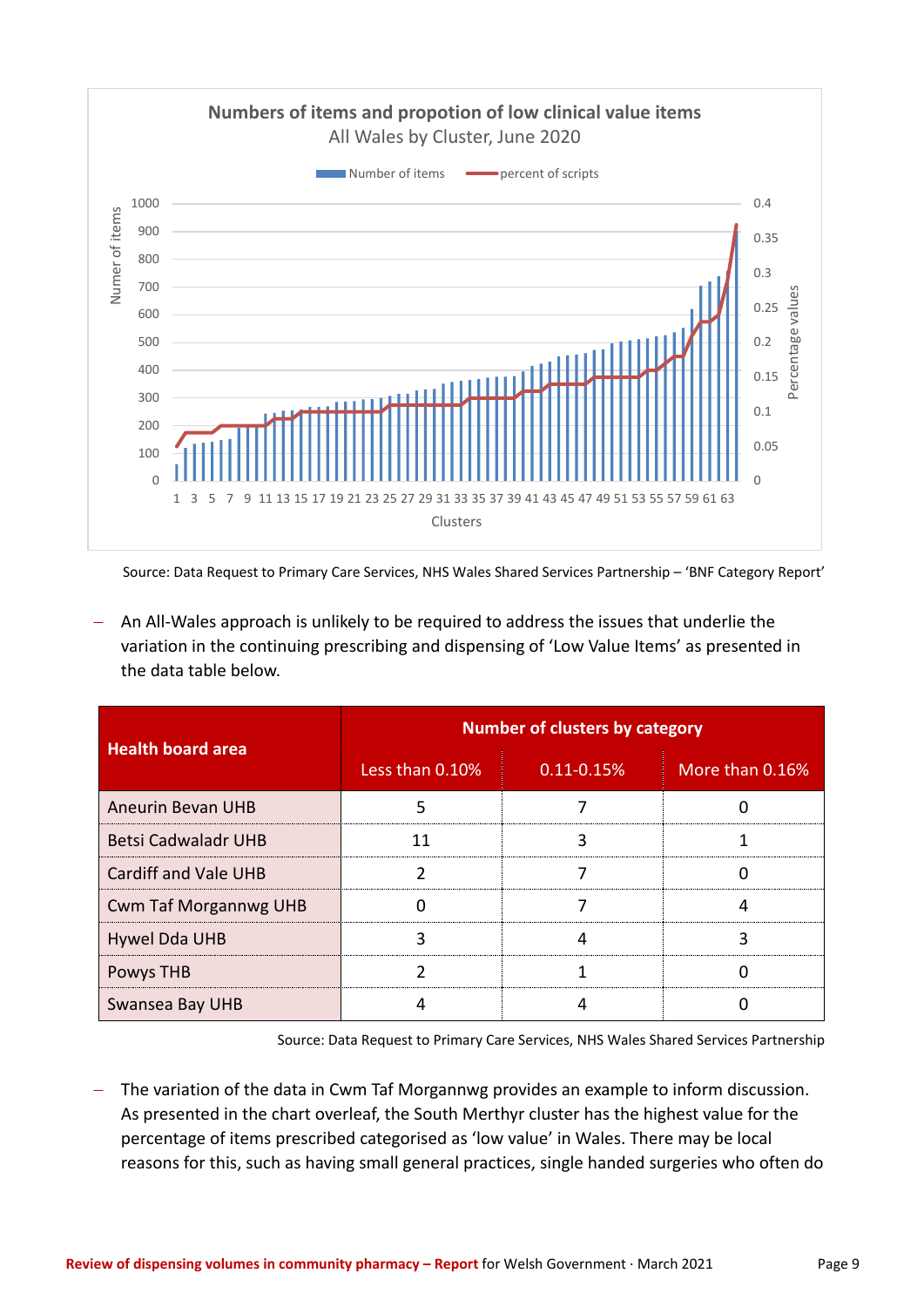Numbers of items and propotion of low clinical value items
All Wales by Cluster, June 2020

Number of items
percent of scripts

Numer of items

1000
900
800
700
600
500
400
300
200
100
0

Percentage values

0.4
0.35
0.3
0.25
0.2
0.15
0.1
0.05
0

1 3 5 7 9 11 13 15 17 19 21 23 25 27 29 31 33 35 37 39 41 43 45 47 49 51 53 55 57 59 61 63

Clusters

Source: Data Request to Primary Care Services, NHS Wales Shared Services Partnership – 'BNF Category Report'

- An All-Wales approach is unlikely to be required to address the issues that underlie the variation in the continuing prescribing and dispensing of 'Low Value Items' as presented in the data table below.

| Health board area | Number of clusters by category | | |
|---|---|---|---|
| | Less than 0.10% | 0.11-0.15% | More than 0.16% |
| Aneurin Bevan UHB | 5 | 7 | 0 |
| Betsi Cadwaladr UHB | 11 | 3 | 1 |
| Cardiff and Vale UHB | 2 | 7 | 0 |
| Cwm Taf Morgannwg UHB | 0 | 7 | 4 |
| Hywel Dda UHB | 3 | 4 | 3 |
| Powys THB | 2 | 1 | 0 |
| Swansea Bay UHB | 4 | 4 | 0 |

Source: Data Request to Primary Care Services, NHS Wales Shared Services Partnership

- The variation of the data in Cwm Taf Morgannwg provides an example to inform discussion. As presented in the chart overleaf, the South Merthyr cluster has the highest value for the percentage of items prescribed categorised as 'low value' in Wales. There may be local reasons for this, such as having small general practices, single handed surgeries who often do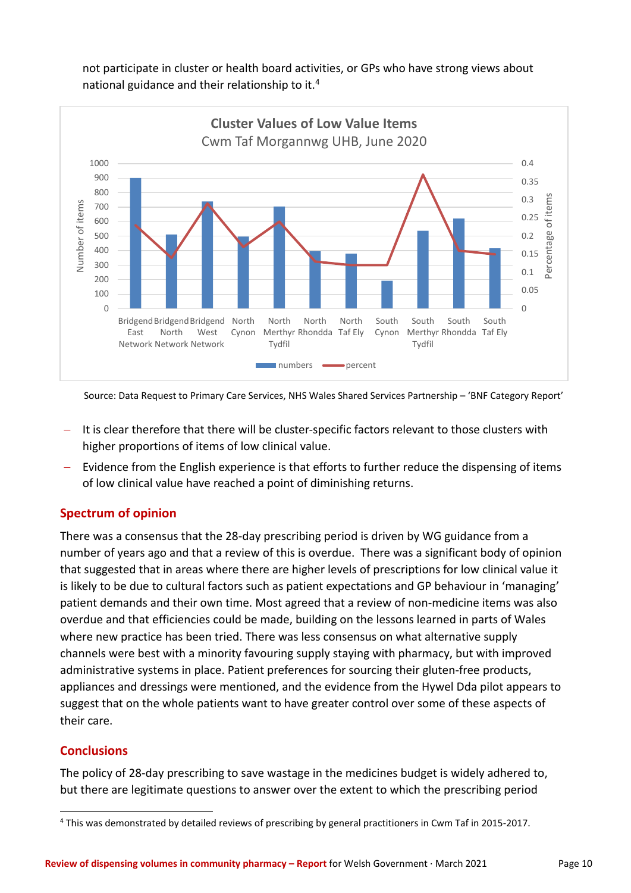not participate in cluster or health board activities, or GPs who have strong views about national guidance and their relationship to it.[4]

Cluster Values of Low Value Items

Cwm Taf Morgannwg UHB, June 2020

Number of items

1000
900
800
700
600
500
400
300
200
100
0

Percentage of items

0.4
0.35
0.3
0.25
0.2
0.15
0.1
0.05
0

Bridgend East Network
Bridgend North Network
Bridgend West Network
North Cynon
North Merthyr Tydfil
North Rhondda
North Taf Ely
South Cynon
South Merthyr Tydfil
South Rhondda
South Taf Ely

numbers
percent

Source: Data Request to Primary Care Services, NHS Wales Shared Services Partnership – 'BNF Category Report'

- It is clear therefore that there will be cluster-specific factors relevant to those clusters with higher proportions of items of low clinical value.
- Evidence from the English experience is that efforts to further reduce the dispensing of items of low clinical value have reached a point of diminishing returns.

## Spectrum of opinion

There was a consensus that the 28-day prescribing period is driven by WG guidance from a number of years ago and that a review of this is overdue. There was a significant body of opinion that suggested that in areas where there are higher levels of prescriptions for low clinical value it is likely to be due to cultural factors such as patient expectations and GP behaviour in 'managing' patient demands and their own time. Most agreed that a review of non-medicine items was also overdue and that efficiencies could be made, building on the lessons learned in parts of Wales where new practice has been tried. There was less consensus on what alternative supply channels were best with a minority favouring supply staying with pharmacy, but with improved administrative systems in place. Patient preferences for sourcing their gluten-free products, appliances and dressings were mentioned, and the evidence from the Hywel Dda pilot appears to suggest that on the whole patients want to have greater control over some of these aspects of their care.

## Conclusions

The policy of 28-day prescribing to save wastage in the medicines budget is widely adhered to, but there are legitimate questions to answer over the extent to which the prescribing period

[4] This was demonstrated by detailed reviews of prescribing by general practitioners in Cwm Taf in 2015-2017.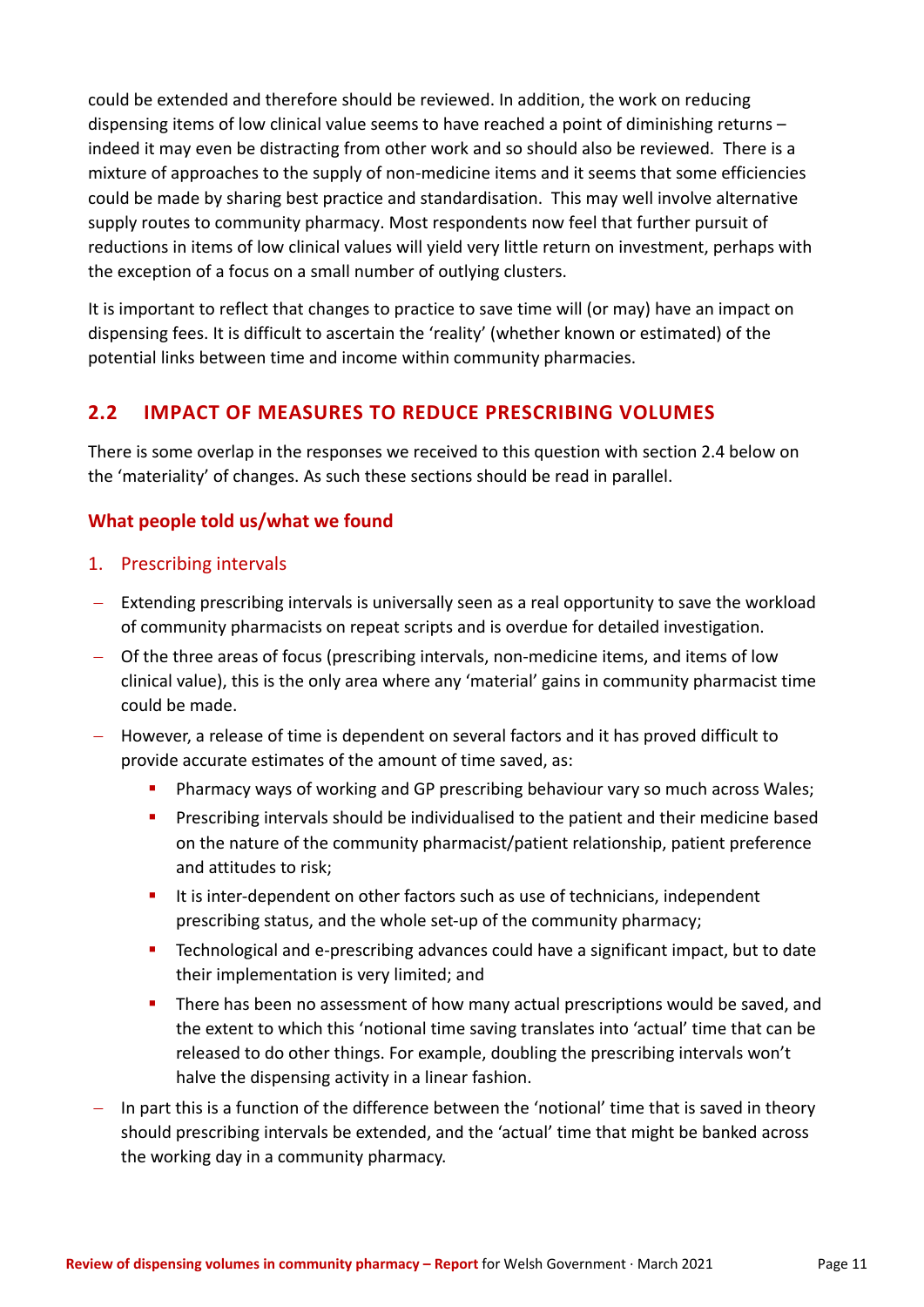could be extended and therefore should be reviewed. In addition, the work on reducing dispensing items of low clinical value seems to have reached a point of diminishing returns – indeed it may even be distracting from other work and so should also be reviewed. There is a mixture of approaches to the supply of non-medicine items and it seems that some efficiencies could be made by sharing best practice and standardisation. This may well involve alternative supply routes to community pharmacy. Most respondents now feel that further pursuit of reductions in items of low clinical values will yield very little return on investment, perhaps with the exception of a focus on a small number of outlying clusters.

It is important to reflect that changes to practice to save time will (or may) have an impact on dispensing fees. It is difficult to ascertain the 'reality' (whether known or estimated) of the potential links between time and income within community pharmacies.

## 2.2 IMPACT OF MEASURES TO REDUCE PRESCRIBING VOLUMES

There is some overlap in the responses we received to this question with section 2.4 below on the 'materiality' of changes. As such these sections should be read in parallel.

### What people told us/what we found

1. Prescribing intervals

- Extending prescribing intervals is universally seen as a real opportunity to save the workload of community pharmacists on repeat scripts and is overdue for detailed investigation.
- Of the three areas of focus (prescribing intervals, non-medicine items, and items of low clinical value), this is the only area where any 'material' gains in community pharmacist time could be made.
- However, a release of time is dependent on several factors and it has proved difficult to provide accurate estimates of the amount of time saved, as:
  - Pharmacy ways of working and GP prescribing behaviour vary so much across Wales;
  - Prescribing intervals should be individualised to the patient and their medicine based on the nature of the community pharmacist/patient relationship, patient preference and attitudes to risk;
  - It is inter-dependent on other factors such as use of technicians, independent prescribing status, and the whole set-up of the community pharmacy;
  - Technological and e-prescribing advances could have a significant impact, but to date their implementation is very limited; and
  - There has been no assessment of how many actual prescriptions would be saved, and the extent to which this 'notional time saving translates into 'actual' time that can be released to do other things. For example, doubling the prescribing intervals won't halve the dispensing activity in a linear fashion.
- In part this is a function of the difference between the 'notional' time that is saved in theory should prescribing intervals be extended, and the 'actual' time that might be banked across the working day in a community pharmacy.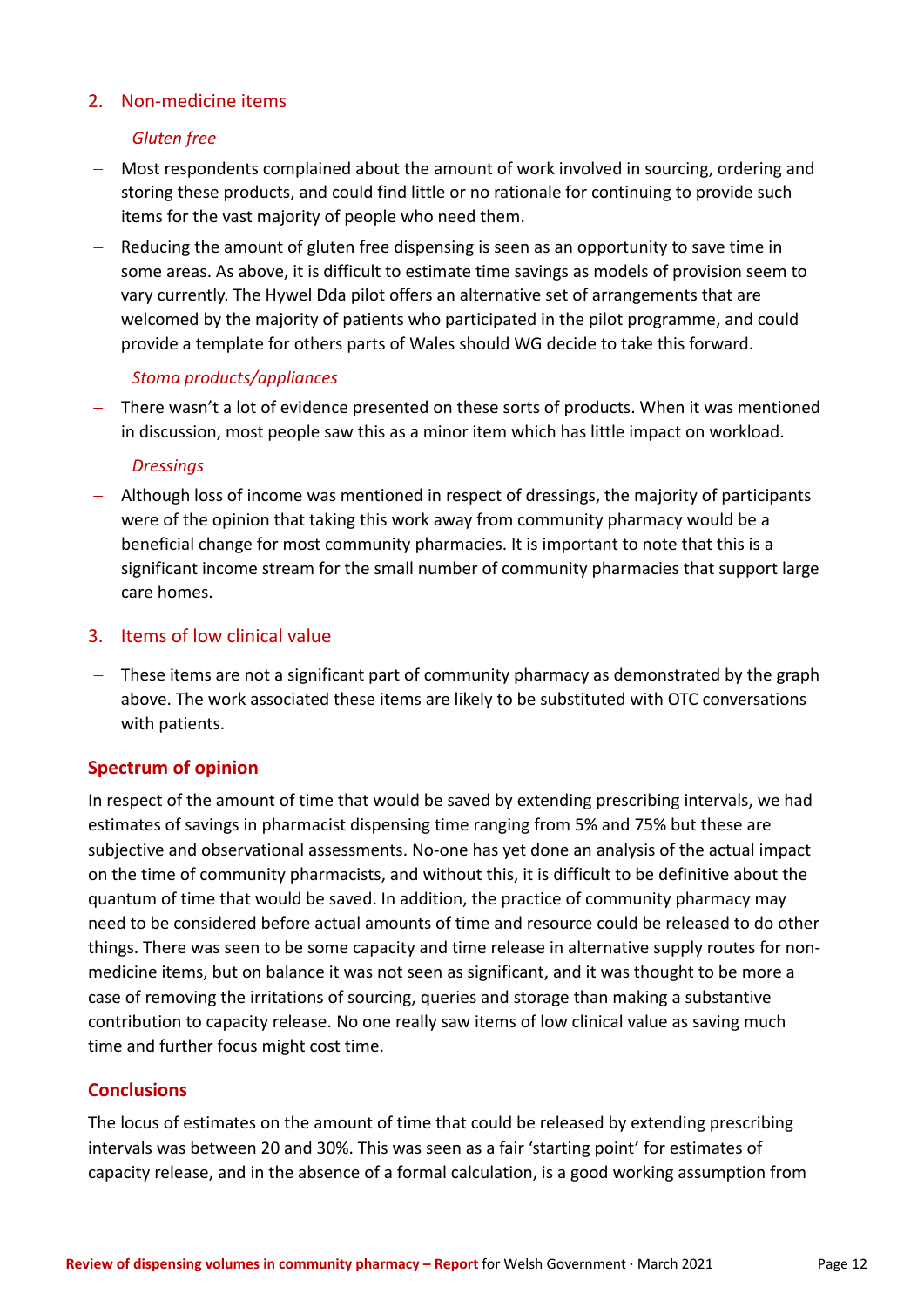## 2. Non-medicine items

*Gluten free*

- Most respondents complained about the amount of work involved in sourcing, ordering and storing these products, and could find little or no rationale for continuing to provide such items for the vast majority of people who need them.
- Reducing the amount of gluten free dispensing is seen as an opportunity to save time in some areas. As above, it is difficult to estimate time savings as models of provision seem to vary currently. The Hywel Dda pilot offers an alternative set of arrangements that are welcomed by the majority of patients who participated in the pilot programme, and could provide a template for others parts of Wales should WG decide to take this forward.

*Stoma products/appliances*

- There wasn't a lot of evidence presented on these sorts of products. When it was mentioned in discussion, most people saw this as a minor item which has little impact on workload.

*Dressings*

- Although loss of income was mentioned in respect of dressings, the majority of participants were of the opinion that taking this work away from community pharmacy would be a beneficial change for most community pharmacies. It is important to note that this is a significant income stream for the small number of community pharmacies that support large care homes.

## 3. Items of low clinical value

- These items are not a significant part of community pharmacy as demonstrated by the graph above. The work associated these items are likely to be substituted with OTC conversations with patients.

### Spectrum of opinion

In respect of the amount of time that would be saved by extending prescribing intervals, we had estimates of savings in pharmacist dispensing time ranging from 5% and 75% but these are subjective and observational assessments. No-one has yet done an analysis of the actual impact on the time of community pharmacists, and without this, it is difficult to be definitive about the quantum of time that would be saved. In addition, the practice of community pharmacy may need to be considered before actual amounts of time and resource could be released to do other things. There was seen to be some capacity and time release in alternative supply routes for non-medicine items, but on balance it was not seen as significant, and it was thought to be more a case of removing the irritations of sourcing, queries and storage than making a substantive contribution to capacity release. No one really saw items of low clinical value as saving much time and further focus might cost time.

### Conclusions

The locus of estimates on the amount of time that could be released by extending prescribing intervals was between 20 and 30%. This was seen as a fair 'starting point' for estimates of capacity release, and in the absence of a formal calculation, is a good working assumption from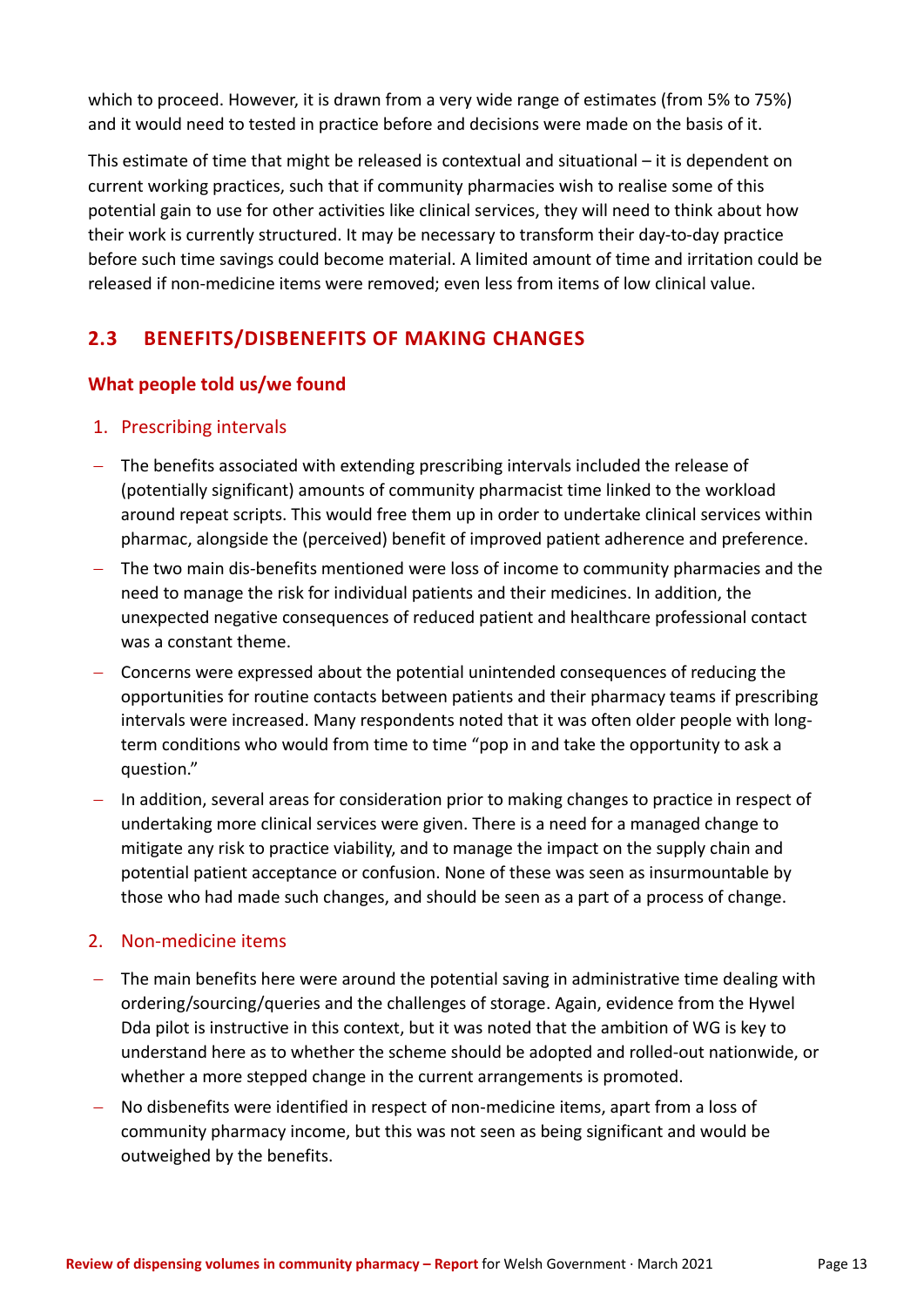which to proceed. However, it is drawn from a very wide range of estimates (from 5% to 75%) and it would need to tested in practice before and decisions were made on the basis of it.

This estimate of time that might be released is contextual and situational – it is dependent on current working practices, such that if community pharmacies wish to realise some of this potential gain to use for other activities like clinical services, they will need to think about how their work is currently structured. It may be necessary to transform their day-to-day practice before such time savings could become material. A limited amount of time and irritation could be released if non-medicine items were removed; even less from items of low clinical value.

## 2.3 BENEFITS/DISBENEFITS OF MAKING CHANGES

### What people told us/we found

1. Prescribing intervals

- The benefits associated with extending prescribing intervals included the release of (potentially significant) amounts of community pharmacist time linked to the workload around repeat scripts. This would free them up in order to undertake clinical services within pharmac, alongside the (perceived) benefit of improved patient adherence and preference.
- The two main dis-benefits mentioned were loss of income to community pharmacies and the need to manage the risk for individual patients and their medicines. In addition, the unexpected negative consequences of reduced patient and healthcare professional contact was a constant theme.
- Concerns were expressed about the potential unintended consequences of reducing the opportunities for routine contacts between patients and their pharmacy teams if prescribing intervals were increased. Many respondents noted that it was often older people with long-term conditions who would from time to time "pop in and take the opportunity to ask a question."
- In addition, several areas for consideration prior to making changes to practice in respect of undertaking more clinical services were given. There is a need for a managed change to mitigate any risk to practice viability, and to manage the impact on the supply chain and potential patient acceptance or confusion. None of these was seen as insurmountable by those who had made such changes, and should be seen as a part of a process of change.

2. Non-medicine items

- The main benefits here were around the potential saving in administrative time dealing with ordering/sourcing/queries and the challenges of storage. Again, evidence from the Hywel Dda pilot is instructive in this context, but it was noted that the ambition of WG is key to understand here as to whether the scheme should be adopted and rolled-out nationwide, or whether a more stepped change in the current arrangements is promoted.
- No disbenefits were identified in respect of non-medicine items, apart from a loss of community pharmacy income, but this was not seen as being significant and would be outweighed by the benefits.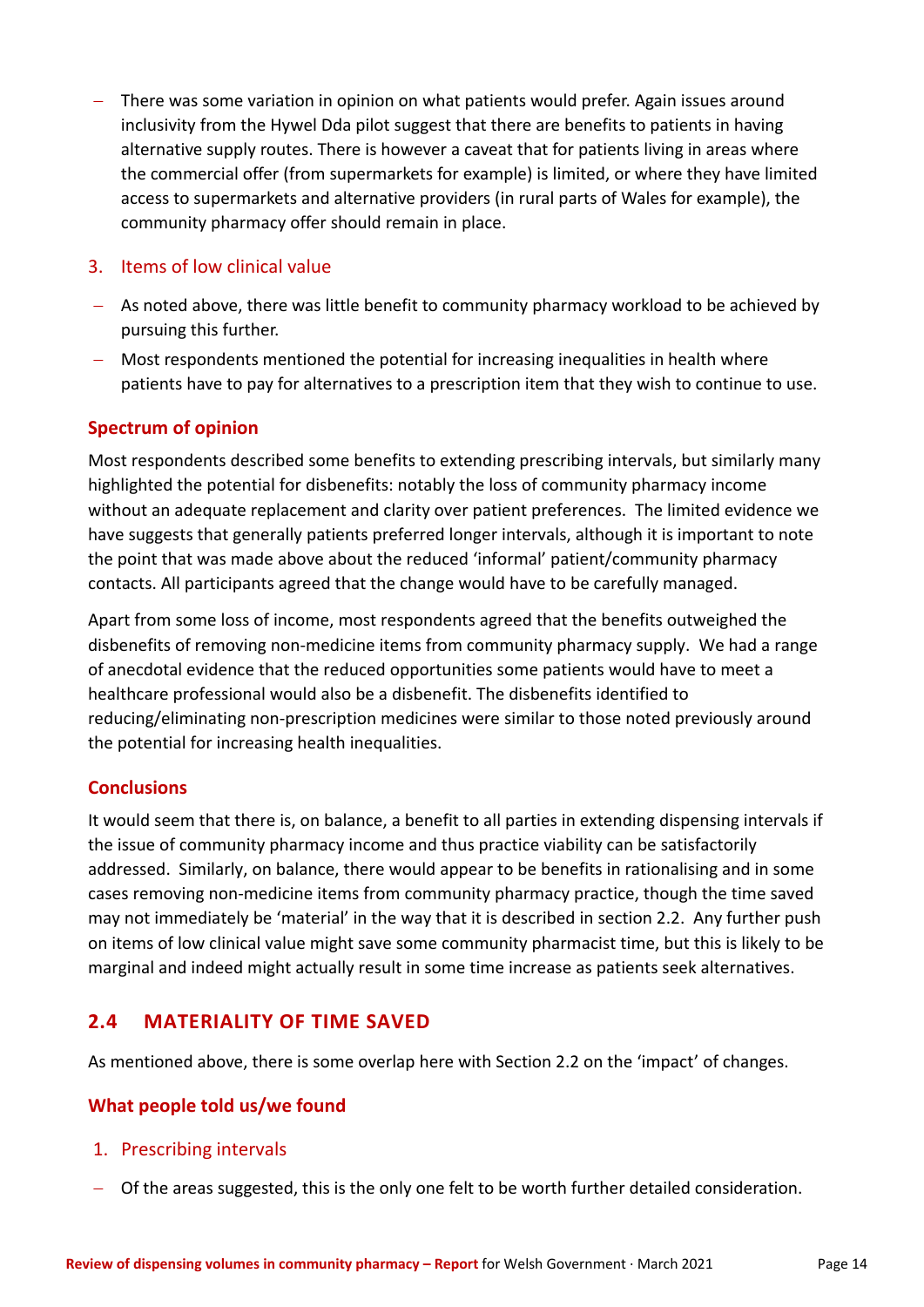- There was some variation in opinion on what patients would prefer. Again issues around inclusivity from the Hywel Dda pilot suggest that there are benefits to patients in having alternative supply routes. There is however a caveat that for patients living in areas where the commercial offer (from supermarkets for example) is limited, or where they have limited access to supermarkets and alternative providers (in rural parts of Wales for example), the community pharmacy offer should remain in place.

3. Items of low clinical value

- As noted above, there was little benefit to community pharmacy workload to be achieved by pursuing this further.
- Most respondents mentioned the potential for increasing inequalities in health where patients have to pay for alternatives to a prescription item that they wish to continue to use.

### Spectrum of opinion

Most respondents described some benefits to extending prescribing intervals, but similarly many highlighted the potential for disbenefits: notably the loss of community pharmacy income without an adequate replacement and clarity over patient preferences. The limited evidence we have suggests that generally patients preferred longer intervals, although it is important to note the point that was made above about the reduced 'informal' patient/community pharmacy contacts. All participants agreed that the change would have to be carefully managed.

Apart from some loss of income, most respondents agreed that the benefits outweighed the disbenefits of removing non-medicine items from community pharmacy supply. We had a range of anecdotal evidence that the reduced opportunities some patients would have to meet a healthcare professional would also be a disbenefit. The disbenefits identified to reducing/eliminating non-prescription medicines were similar to those noted previously around the potential for increasing health inequalities.

### Conclusions

It would seem that there is, on balance, a benefit to all parties in extending dispensing intervals if the issue of community pharmacy income and thus practice viability can be satisfactorily addressed. Similarly, on balance, there would appear to be benefits in rationalising and in some cases removing non-medicine items from community pharmacy practice, though the time saved may not immediately be 'material' in the way that it is described in section 2.2. Any further push on items of low clinical value might save some community pharmacist time, but this is likely to be marginal and indeed might actually result in some time increase as patients seek alternatives.

## 2.4 MATERIALITY OF TIME SAVED

As mentioned above, there is some overlap here with Section 2.2 on the 'impact' of changes.

### What people told us/we found

1. Prescribing intervals

- Of the areas suggested, this is the only one felt to be worth further detailed consideration.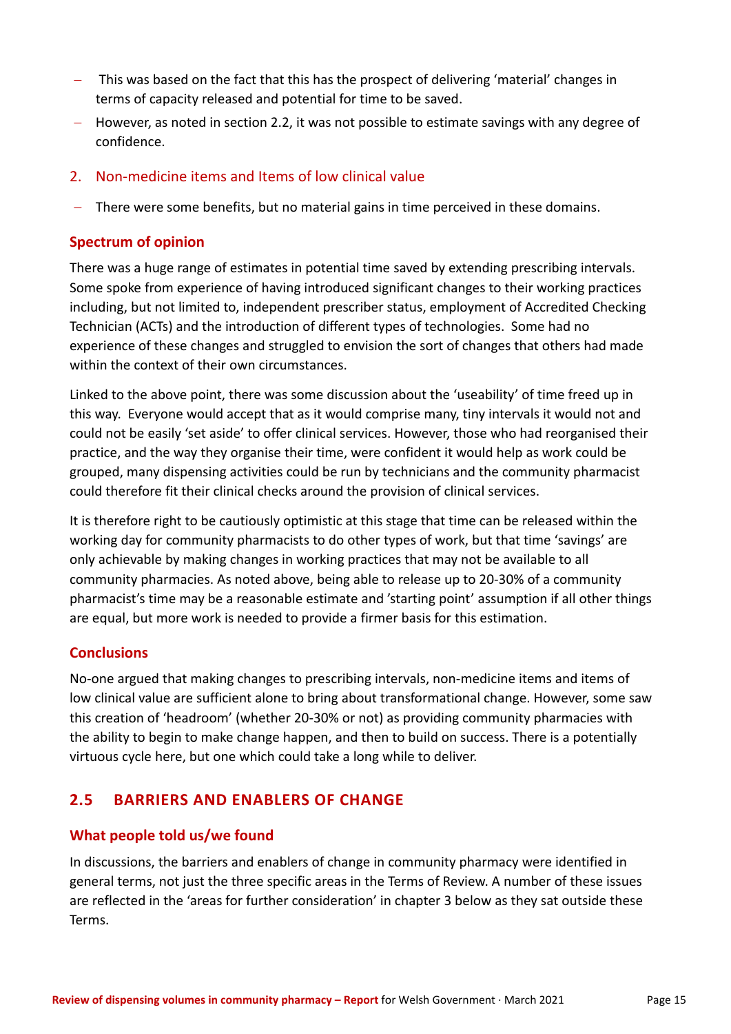- This was based on the fact that this has the prospect of delivering 'material' changes in terms of capacity released and potential for time to be saved.
- However, as noted in section 2.2, it was not possible to estimate savings with any degree of confidence.

2. Non-medicine items and Items of low clinical value

- There were some benefits, but no material gains in time perceived in these domains.

### Spectrum of opinion

There was a huge range of estimates in potential time saved by extending prescribing intervals. Some spoke from experience of having introduced significant changes to their working practices including, but not limited to, independent prescriber status, employment of Accredited Checking Technician (ACTs) and the introduction of different types of technologies. Some had no experience of these changes and struggled to envision the sort of changes that others had made within the context of their own circumstances.

Linked to the above point, there was some discussion about the 'useability' of time freed up in this way. Everyone would accept that as it would comprise many, tiny intervals it would not and could not be easily 'set aside' to offer clinical services. However, those who had reorganised their practice, and the way they organise their time, were confident it would help as work could be grouped, many dispensing activities could be run by technicians and the community pharmacist could therefore fit their clinical checks around the provision of clinical services.

It is therefore right to be cautiously optimistic at this stage that time can be released within the working day for community pharmacists to do other types of work, but that time 'savings' are only achievable by making changes in working practices that may not be available to all community pharmacies. As noted above, being able to release up to 20-30% of a community pharmacist's time may be a reasonable estimate and 'starting point' assumption if all other things are equal, but more work is needed to provide a firmer basis for this estimation.

### Conclusions

No-one argued that making changes to prescribing intervals, non-medicine items and items of low clinical value are sufficient alone to bring about transformational change. However, some saw this creation of 'headroom' (whether 20-30% or not) as providing community pharmacies with the ability to begin to make change happen, and then to build on success. There is a potentially virtuous cycle here, but one which could take a long while to deliver.

## 2.5 BARRIERS AND ENABLERS OF CHANGE

### What people told us/we found

In discussions, the barriers and enablers of change in community pharmacy were identified in general terms, not just the three specific areas in the Terms of Review. A number of these issues are reflected in the 'areas for further consideration' in chapter 3 below as they sat outside these Terms.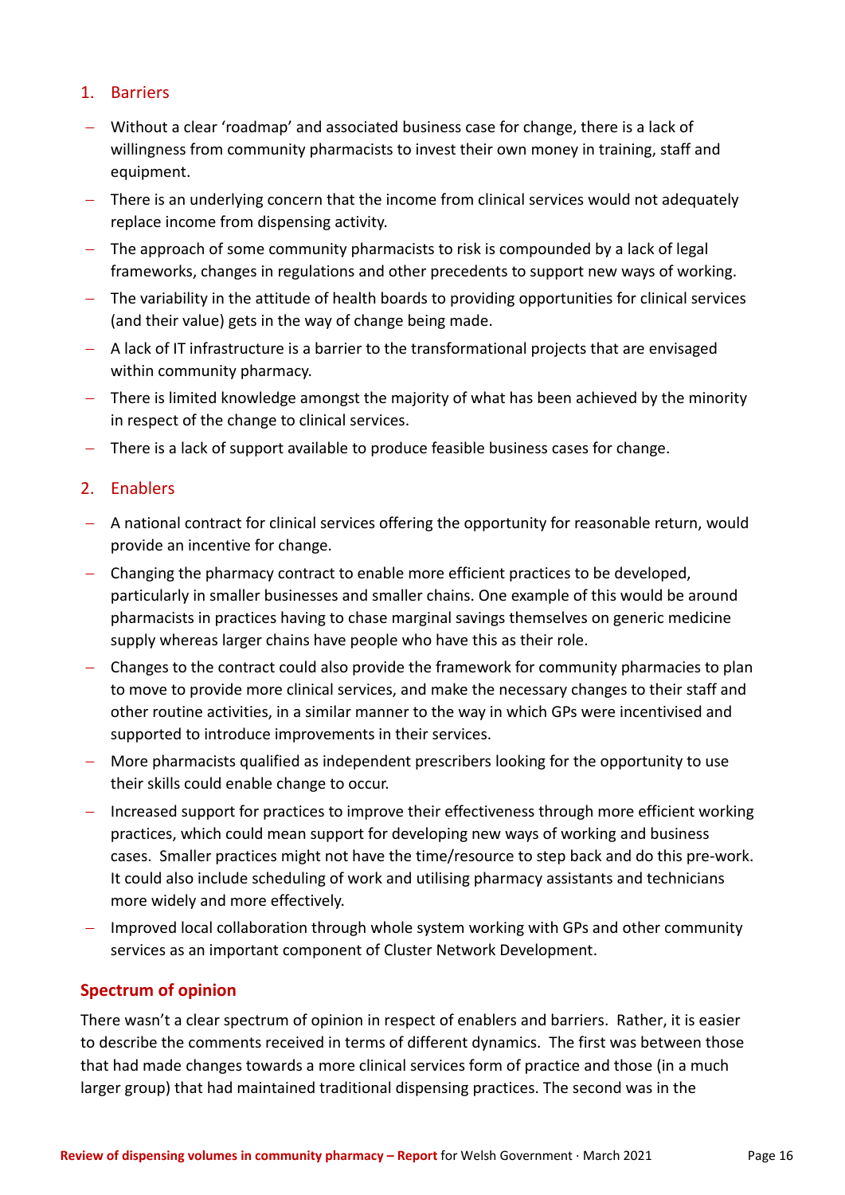## 1. Barriers

- Without a clear 'roadmap' and associated business case for change, there is a lack of willingness from community pharmacists to invest their own money in training, staff and equipment.
- There is an underlying concern that the income from clinical services would not adequately replace income from dispensing activity.
- The approach of some community pharmacists to risk is compounded by a lack of legal frameworks, changes in regulations and other precedents to support new ways of working.
- The variability in the attitude of health boards to providing opportunities for clinical services (and their value) gets in the way of change being made.
- A lack of IT infrastructure is a barrier to the transformational projects that are envisaged within community pharmacy.
- There is limited knowledge amongst the majority of what has been achieved by the minority in respect of the change to clinical services.
- There is a lack of support available to produce feasible business cases for change.

## 2. Enablers

- A national contract for clinical services offering the opportunity for reasonable return, would provide an incentive for change.
- Changing the pharmacy contract to enable more efficient practices to be developed, particularly in smaller businesses and smaller chains. One example of this would be around pharmacists in practices having to chase marginal savings themselves on generic medicine supply whereas larger chains have people who have this as their role.
- Changes to the contract could also provide the framework for community pharmacies to plan to move to provide more clinical services, and make the necessary changes to their staff and other routine activities, in a similar manner to the way in which GPs were incentivised and supported to introduce improvements in their services.
- More pharmacists qualified as independent prescribers looking for the opportunity to use their skills could enable change to occur.
- Increased support for practices to improve their effectiveness through more efficient working practices, which could mean support for developing new ways of working and business cases. Smaller practices might not have the time/resource to step back and do this pre-work. It could also include scheduling of work and utilising pharmacy assistants and technicians more widely and more effectively.
- Improved local collaboration through whole system working with GPs and other community services as an important component of Cluster Network Development.

### Spectrum of opinion

There wasn't a clear spectrum of opinion in respect of enablers and barriers. Rather, it is easier to describe the comments received in terms of different dynamics. The first was between those that had made changes towards a more clinical services form of practice and those (in a much larger group) that had maintained traditional dispensing practices. The second was in the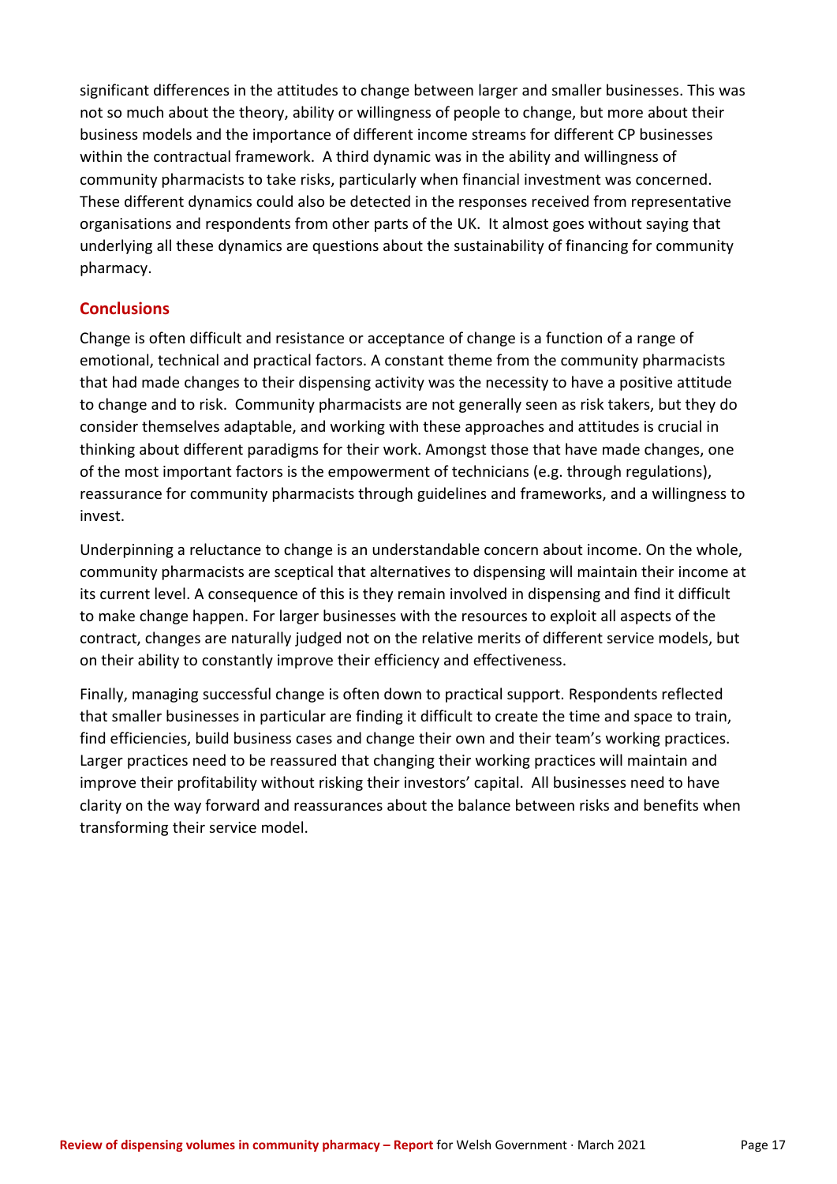significant differences in the attitudes to change between larger and smaller businesses. This was not so much about the theory, ability or willingness of people to change, but more about their business models and the importance of different income streams for different CP businesses within the contractual framework. A third dynamic was in the ability and willingness of community pharmacists to take risks, particularly when financial investment was concerned. These different dynamics could also be detected in the responses received from representative organisations and respondents from other parts of the UK. It almost goes without saying that underlying all these dynamics are questions about the sustainability of financing for community pharmacy.

## Conclusions

Change is often difficult and resistance or acceptance of change is a function of a range of emotional, technical and practical factors. A constant theme from the community pharmacists that had made changes to their dispensing activity was the necessity to have a positive attitude to change and to risk. Community pharmacists are not generally seen as risk takers, but they do consider themselves adaptable, and working with these approaches and attitudes is crucial in thinking about different paradigms for their work. Amongst those that have made changes, one of the most important factors is the empowerment of technicians (e.g. through regulations), reassurance for community pharmacists through guidelines and frameworks, and a willingness to invest.

Underpinning a reluctance to change is an understandable concern about income. On the whole, community pharmacists are sceptical that alternatives to dispensing will maintain their income at its current level. A consequence of this is they remain involved in dispensing and find it difficult to make change happen. For larger businesses with the resources to exploit all aspects of the contract, changes are naturally judged not on the relative merits of different service models, but on their ability to constantly improve their efficiency and effectiveness.

Finally, managing successful change is often down to practical support. Respondents reflected that smaller businesses in particular are finding it difficult to create the time and space to train, find efficiencies, build business cases and change their own and their team's working practices. Larger practices need to be reassured that changing their working practices will maintain and improve their profitability without risking their investors' capital. All businesses need to have clarity on the way forward and reassurances about the balance between risks and benefits when transforming their service model.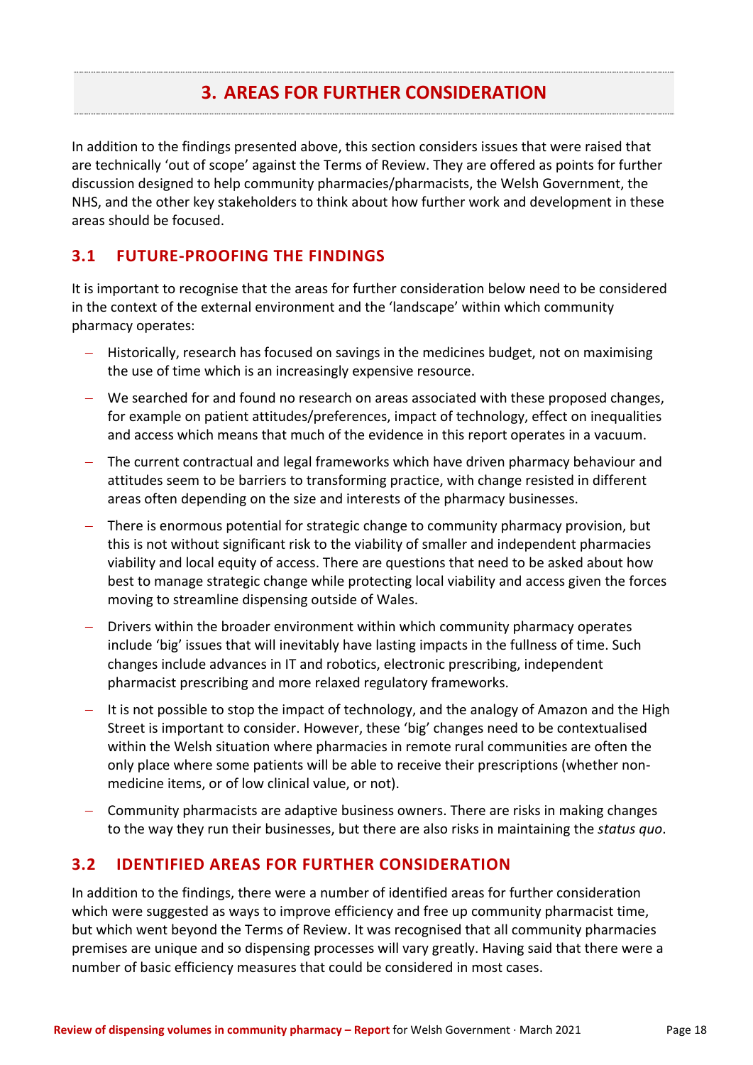# 3. AREAS FOR FURTHER CONSIDERATION

In addition to the findings presented above, this section considers issues that were raised that are technically 'out of scope' against the Terms of Review. They are offered as points for further discussion designed to help community pharmacies/pharmacists, the Welsh Government, the NHS, and the other key stakeholders to think about how further work and development in these areas should be focused.

## 3.1 FUTURE-PROOFING THE FINDINGS

It is important to recognise that the areas for further consideration below need to be considered in the context of the external environment and the 'landscape' within which community pharmacy operates:

- Historically, research has focused on savings in the medicines budget, not on maximising the use of time which is an increasingly expensive resource.
- We searched for and found no research on areas associated with these proposed changes, for example on patient attitudes/preferences, impact of technology, effect on inequalities and access which means that much of the evidence in this report operates in a vacuum.
- The current contractual and legal frameworks which have driven pharmacy behaviour and attitudes seem to be barriers to transforming practice, with change resisted in different areas often depending on the size and interests of the pharmacy businesses.
- There is enormous potential for strategic change to community pharmacy provision, but this is not without significant risk to the viability of smaller and independent pharmacies viability and local equity of access. There are questions that need to be asked about how best to manage strategic change while protecting local viability and access given the forces moving to streamline dispensing outside of Wales.
- Drivers within the broader environment within which community pharmacy operates include 'big' issues that will inevitably have lasting impacts in the fullness of time. Such changes include advances in IT and robotics, electronic prescribing, independent pharmacist prescribing and more relaxed regulatory frameworks.
- It is not possible to stop the impact of technology, and the analogy of Amazon and the High Street is important to consider. However, these 'big' changes need to be contextualised within the Welsh situation where pharmacies in remote rural communities are often the only place where some patients will be able to receive their prescriptions (whether non-medicine items, or of low clinical value, or not).
- Community pharmacists are adaptive business owners. There are risks in making changes to the way they run their businesses, but there are also risks in maintaining the *status quo*.

## 3.2 IDENTIFIED AREAS FOR FURTHER CONSIDERATION

In addition to the findings, there were a number of identified areas for further consideration which were suggested as ways to improve efficiency and free up community pharmacist time, but which went beyond the Terms of Review. It was recognised that all community pharmacies premises are unique and so dispensing processes will vary greatly. Having said that there were a number of basic efficiency measures that could be considered in most cases.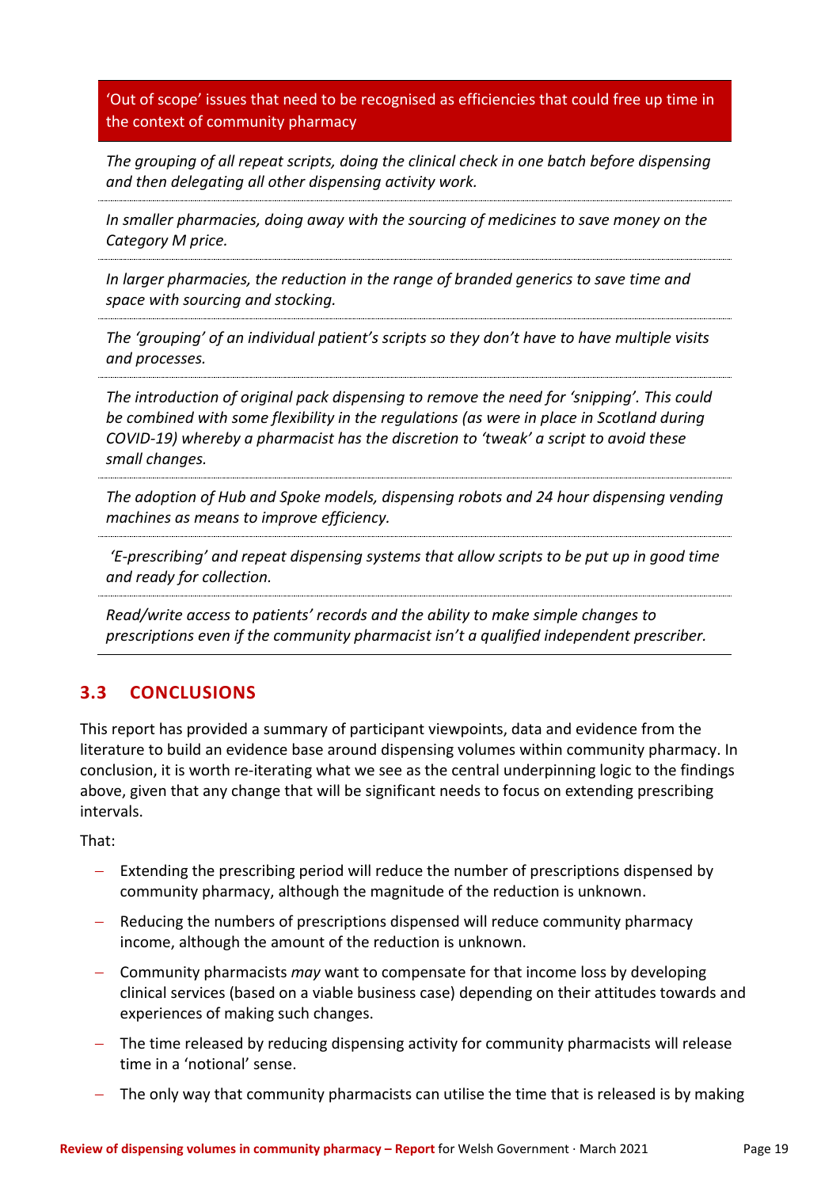'Out of scope' issues that need to be recognised as efficiencies that could free up time in the context of community pharmacy

*The grouping of all repeat scripts, doing the clinical check in one batch before dispensing and then delegating all other dispensing activity work.*

*In smaller pharmacies, doing away with the sourcing of medicines to save money on the Category M price.*

*In larger pharmacies, the reduction in the range of branded generics to save time and space with sourcing and stocking.*

*The 'grouping' of an individual patient's scripts so they don't have to have multiple visits and processes.*

*The introduction of original pack dispensing to remove the need for 'snipping'. This could be combined with some flexibility in the regulations (as were in place in Scotland during COVID-19) whereby a pharmacist has the discretion to 'tweak' a script to avoid these small changes.*

*The adoption of Hub and Spoke models, dispensing robots and 24 hour dispensing vending machines as means to improve efficiency.*

*'E-prescribing' and repeat dispensing systems that allow scripts to be put up in good time and ready for collection.*

*Read/write access to patients' records and the ability to make simple changes to prescriptions even if the community pharmacist isn't a qualified independent prescriber.*

## 3.3 CONCLUSIONS

This report has provided a summary of participant viewpoints, data and evidence from the literature to build an evidence base around dispensing volumes within community pharmacy. In conclusion, it is worth re-iterating what we see as the central underpinning logic to the findings above, given that any change that will be significant needs to focus on extending prescribing intervals.

That:

- Extending the prescribing period will reduce the number of prescriptions dispensed by community pharmacy, although the magnitude of the reduction is unknown.
- Reducing the numbers of prescriptions dispensed will reduce community pharmacy income, although the amount of the reduction is unknown.
- Community pharmacists *may* want to compensate for that income loss by developing clinical services (based on a viable business case) depending on their attitudes towards and experiences of making such changes.
- The time released by reducing dispensing activity for community pharmacists will release time in a 'notional' sense.
- The only way that community pharmacists can utilise the time that is released is by making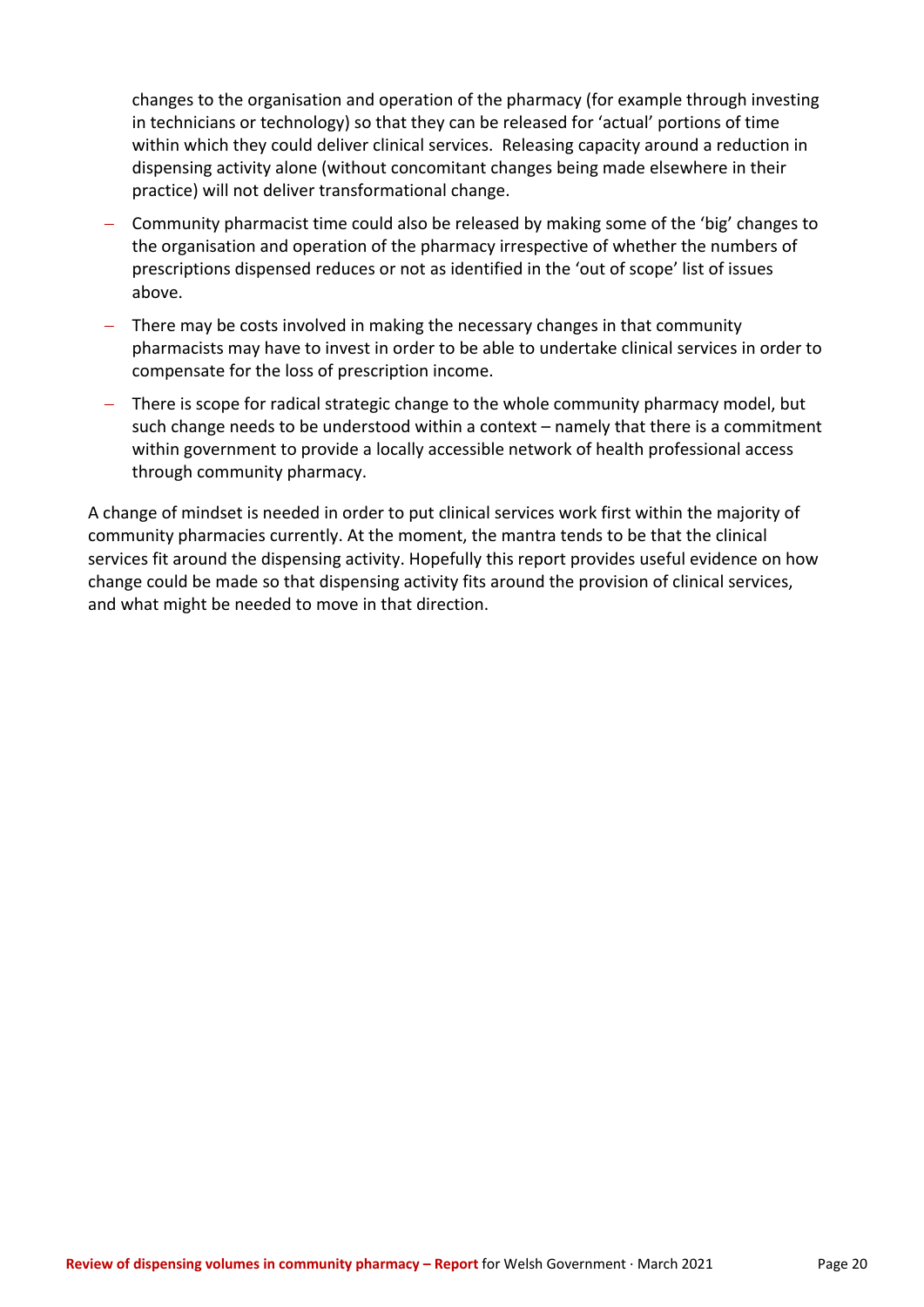changes to the organisation and operation of the pharmacy (for example through investing in technicians or technology) so that they can be released for 'actual' portions of time within which they could deliver clinical services. Releasing capacity around a reduction in dispensing activity alone (without concomitant changes being made elsewhere in their practice) will not deliver transformational change.

- Community pharmacist time could also be released by making some of the 'big' changes to the organisation and operation of the pharmacy irrespective of whether the numbers of prescriptions dispensed reduces or not as identified in the 'out of scope' list of issues above.
- There may be costs involved in making the necessary changes in that community pharmacists may have to invest in order to be able to undertake clinical services in order to compensate for the loss of prescription income.
- There is scope for radical strategic change to the whole community pharmacy model, but such change needs to be understood within a context – namely that there is a commitment within government to provide a locally accessible network of health professional access through community pharmacy.

A change of mindset is needed in order to put clinical services work first within the majority of community pharmacies currently. At the moment, the mantra tends to be that the clinical services fit around the dispensing activity. Hopefully this report provides useful evidence on how change could be made so that dispensing activity fits around the provision of clinical services, and what might be needed to move in that direction.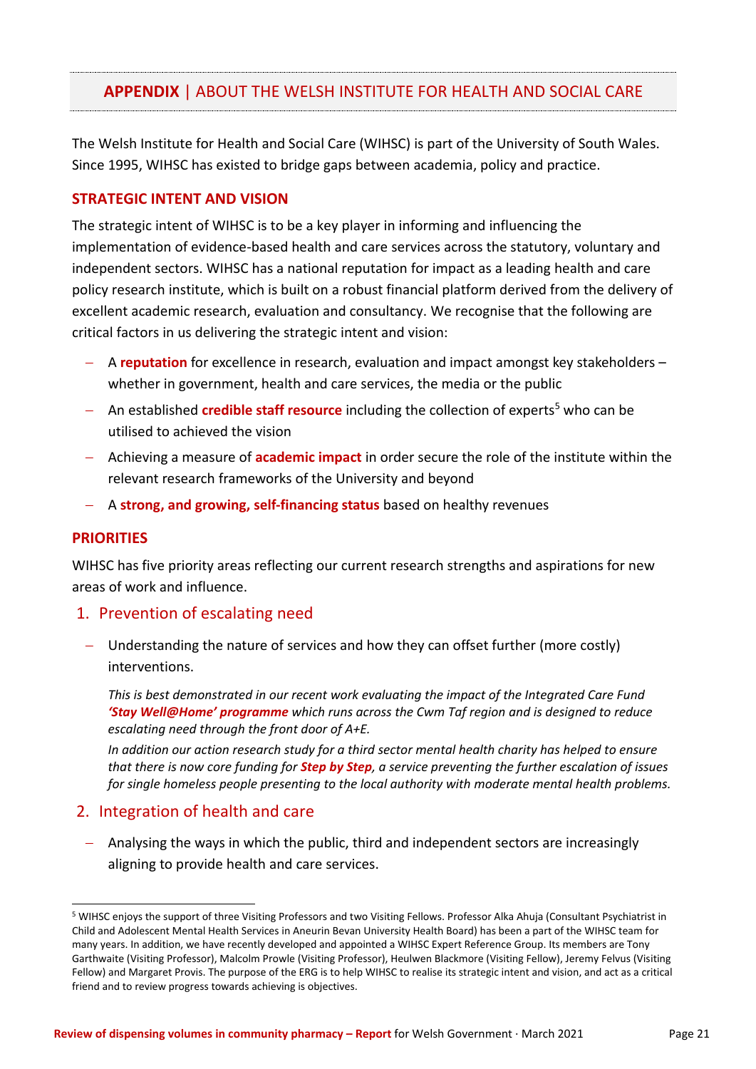## **APPENDIX** | ABOUT THE WELSH INSTITUTE FOR HEALTH AND SOCIAL CARE

The Welsh Institute for Health and Social Care (WIHSC) is part of the University of South Wales. Since 1995, WIHSC has existed to bridge gaps between academia, policy and practice.

### STRATEGIC INTENT AND VISION

The strategic intent of WIHSC is to be a key player in informing and influencing the implementation of evidence-based health and care services across the statutory, voluntary and independent sectors. WIHSC has a national reputation for impact as a leading health and care policy research institute, which is built on a robust financial platform derived from the delivery of excellent academic research, evaluation and consultancy. We recognise that the following are critical factors in us delivering the strategic intent and vision:

- A **reputation** for excellence in research, evaluation and impact amongst key stakeholders – whether in government, health and care services, the media or the public
- An established **credible staff resource** including the collection of experts[5] who can be utilised to achieved the vision
- Achieving a measure of **academic impact** in order secure the role of the institute within the relevant research frameworks of the University and beyond
- A **strong, and growing, self-financing status** based on healthy revenues

### PRIORITIES

WIHSC has five priority areas reflecting our current research strengths and aspirations for new areas of work and influence.

#### 1. Prevention of escalating need

- Understanding the nature of services and how they can offset further (more costly) interventions.

*This is best demonstrated in our recent work evaluating the impact of the Integrated Care Fund **'Stay Well@Home' programme** which runs across the Cwm Taf region and is designed to reduce escalating need through the front door of A+E.*

*In addition our action research study for a third sector mental health charity has helped to ensure that there is now core funding for **Step by Step**, a service preventing the further escalation of issues for single homeless people presenting to the local authority with moderate mental health problems.*

#### 2. Integration of health and care

- Analysing the ways in which the public, third and independent sectors are increasingly aligning to provide health and care services.

---

[5] WIHSC enjoys the support of three Visiting Professors and two Visiting Fellows. Professor Alka Ahuja (Consultant Psychiatrist in Child and Adolescent Mental Health Services in Aneurin Bevan University Health Board) has been a part of the WIHSC team for many years. In addition, we have recently developed and appointed a WIHSC Expert Reference Group. Its members are Tony Garthwaite (Visiting Professor), Malcolm Prowle (Visiting Professor), Heulwen Blackmore (Visiting Fellow), Jeremy Felvus (Visiting Fellow) and Margaret Provis. The purpose of the ERG is to help WIHSC to realise its strategic intent and vision, and act as a critical friend and to review progress towards achieving is objectives.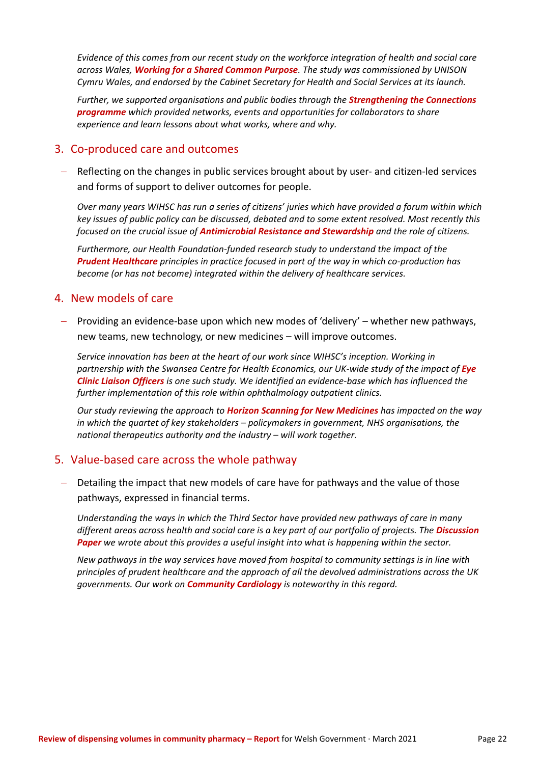*Evidence of this comes from our recent study on the workforce integration of health and social care across Wales, **Working for a Shared Common Purpose**. The study was commissioned by UNISON Cymru Wales, and endorsed by the Cabinet Secretary for Health and Social Services at its launch.*

*Further, we supported organisations and public bodies through the **Strengthening the Connections programme** which provided networks, events and opportunities for collaborators to share experience and learn lessons about what works, where and why.*

## 3. Co-produced care and outcomes

- Reflecting on the changes in public services brought about by user- and citizen-led services and forms of support to deliver outcomes for people.

*Over many years WIHSC has run a series of citizens' juries which have provided a forum within which key issues of public policy can be discussed, debated and to some extent resolved. Most recently this focused on the crucial issue of **Antimicrobial Resistance and Stewardship** and the role of citizens.*

*Furthermore, our Health Foundation-funded research study to understand the impact of the **Prudent Healthcare** principles in practice focused in part of the way in which co-production has become (or has not become) integrated within the delivery of healthcare services.*

## 4. New models of care

- Providing an evidence-base upon which new modes of 'delivery' – whether new pathways, new teams, new technology, or new medicines – will improve outcomes.

*Service innovation has been at the heart of our work since WIHSC's inception. Working in partnership with the Swansea Centre for Health Economics, our UK-wide study of the impact of **Eye Clinic Liaison Officers** is one such study. We identified an evidence-base which has influenced the further implementation of this role within ophthalmology outpatient clinics.*

*Our study reviewing the approach to **Horizon Scanning for New Medicines** has impacted on the way in which the quartet of key stakeholders – policymakers in government, NHS organisations, the national therapeutics authority and the industry – will work together.*

## 5. Value-based care across the whole pathway

- Detailing the impact that new models of care have for pathways and the value of those pathways, expressed in financial terms.

*Understanding the ways in which the Third Sector have provided new pathways of care in many different areas across health and social care is a key part of our portfolio of projects. The **Discussion Paper** we wrote about this provides a useful insight into what is happening within the sector.*

*New pathways in the way services have moved from hospital to community settings is in line with principles of prudent healthcare and the approach of all the devolved administrations across the UK governments. Our work on **Community Cardiology** is noteworthy in this regard.*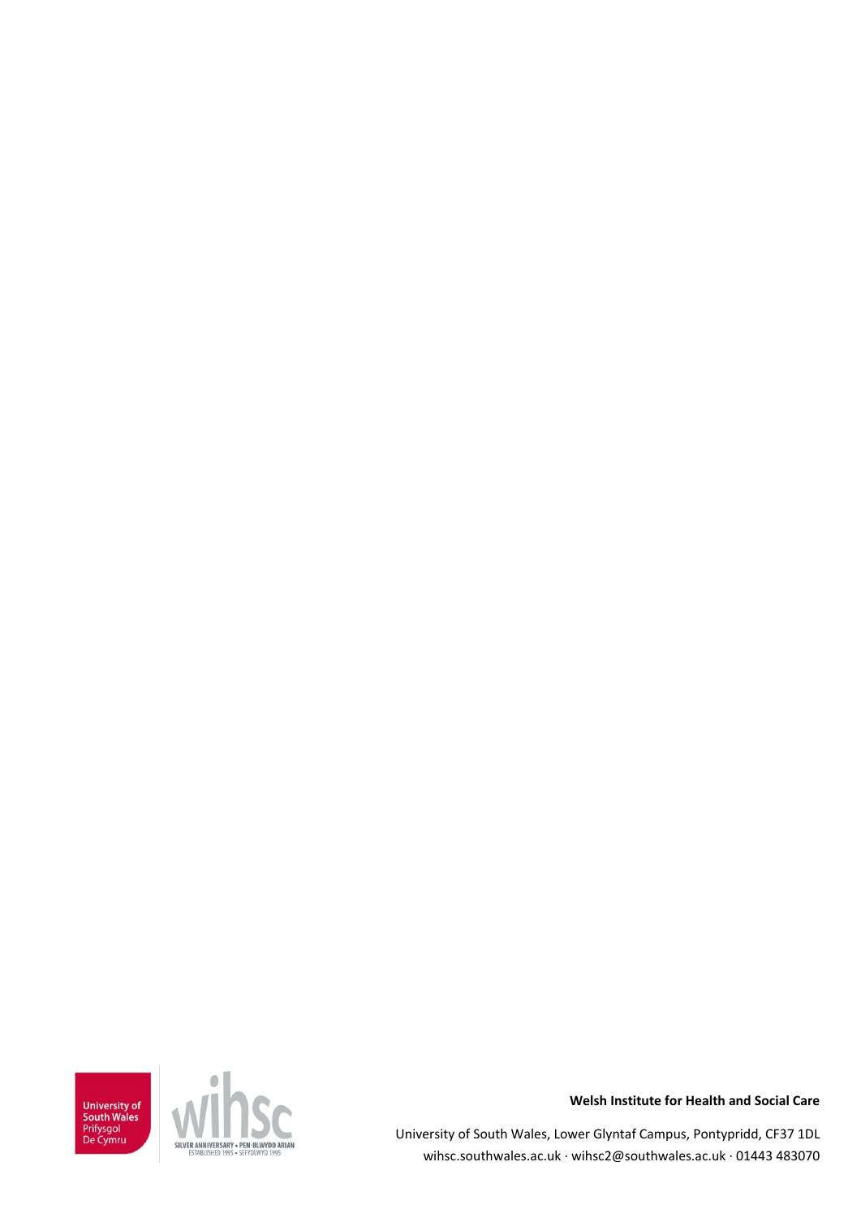**Welsh Institute for Health and Social Care**

University of South Wales, Lower Glyntaf Campus, Pontypridd, CF37 1DL

wihsc.southwales.ac.uk · wihsc2@southwales.ac.uk · 01443 483070